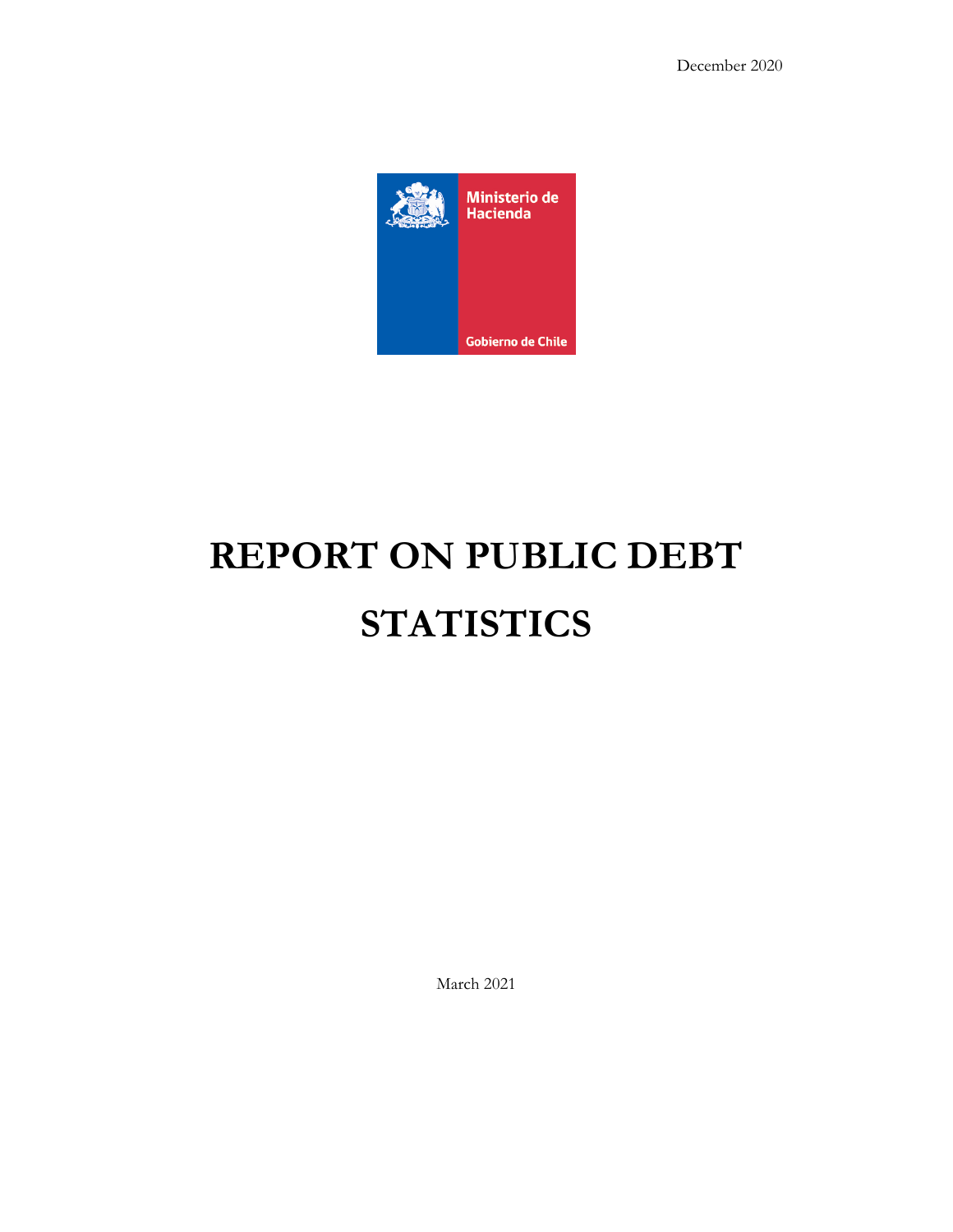December 2020

Ministerio de Hacienda

Gobierno de Chile

# REPORT ON PUBLIC DEBT STATISTICS

March 2021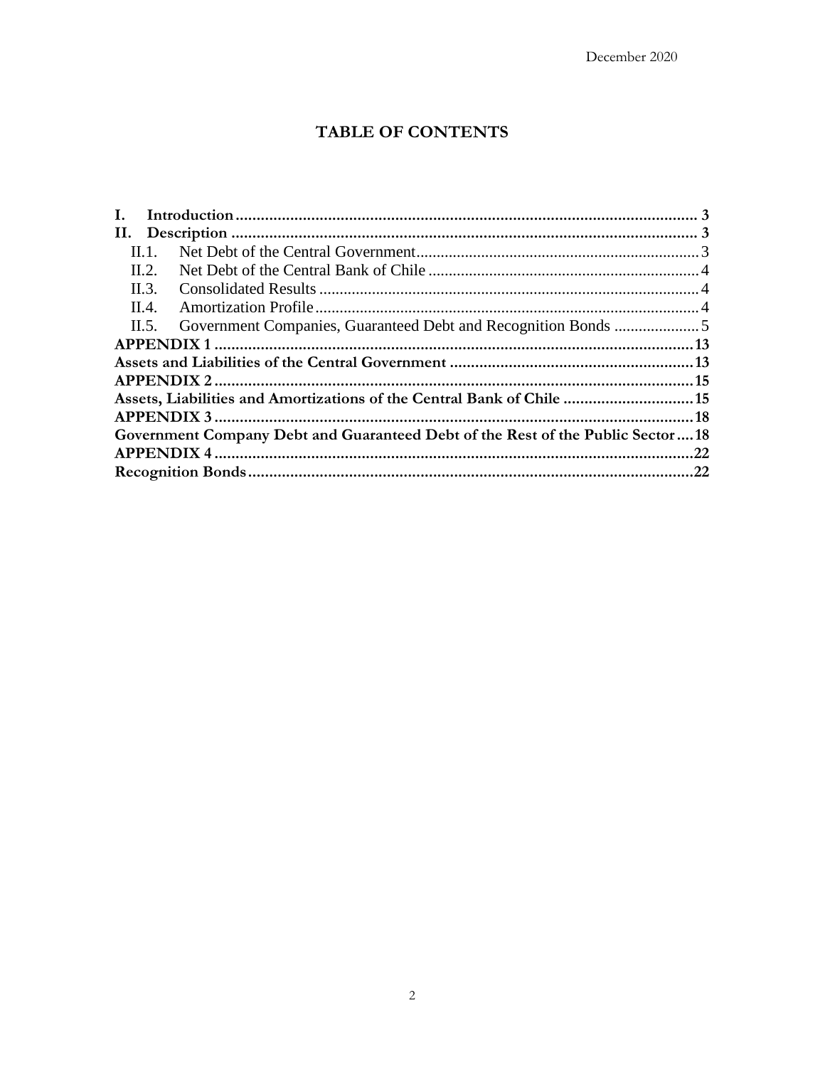# TABLE OF CONTENTS

**I. Introduction** ..... 3

**II. Description** ..... 3

- II.1. Net Debt of the Central Government ..... 3
- II.2. Net Debt of the Central Bank of Chile ..... 4
- II.3. Consolidated Results ..... 4
- II.4. Amortization Profile ..... 4
- II.5. Government Companies, Guaranteed Debt and Recognition Bonds ..... 5

**APPENDIX 1** ..... 13

**Assets and Liabilities of the Central Government** ..... 13

**APPENDIX 2** ..... 15

**Assets, Liabilities and Amortizations of the Central Bank of Chile** ..... 15

**APPENDIX 3** ..... 18

**Government Company Debt and Guaranteed Debt of the Rest of the Public Sector** ..... 18

**APPENDIX 4** ..... 22

**Recognition Bonds** ..... 22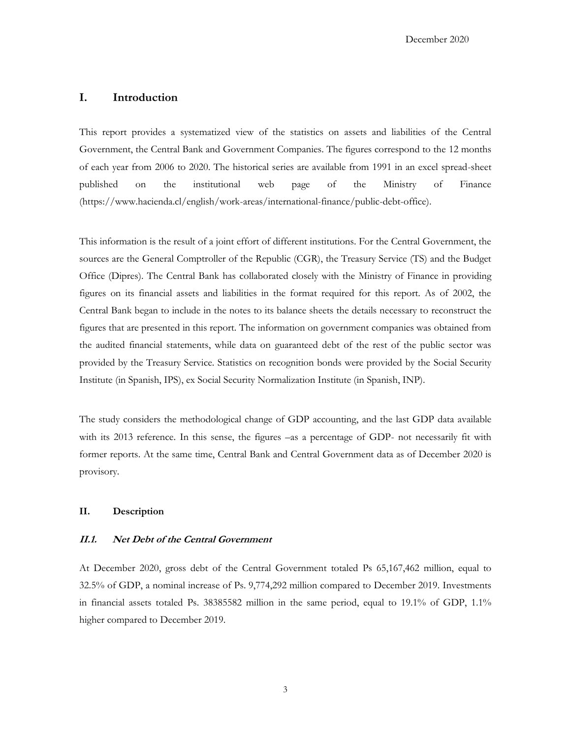# I. Introduction

This report provides a systematized view of the statistics on assets and liabilities of the Central Government, the Central Bank and Government Companies. The figures correspond to the 12 months of each year from 2006 to 2020. The historical series are available from 1991 in an excel spread-sheet published on the institutional web page of the Ministry of Finance (https://www.hacienda.cl/english/work-areas/international-finance/public-debt-office).

This information is the result of a joint effort of different institutions. For the Central Government, the sources are the General Comptroller of the Republic (CGR), the Treasury Service (TS) and the Budget Office (Dipres). The Central Bank has collaborated closely with the Ministry of Finance in providing figures on its financial assets and liabilities in the format required for this report. As of 2002, the Central Bank began to include in the notes to its balance sheets the details necessary to reconstruct the figures that are presented in this report. The information on government companies was obtained from the audited financial statements, while data on guaranteed debt of the rest of the public sector was provided by the Treasury Service. Statistics on recognition bonds were provided by the Social Security Institute (in Spanish, IPS), ex Social Security Normalization Institute (in Spanish, INP).

The study considers the methodological change of GDP accounting, and the last GDP data available with its 2013 reference. In this sense, the figures –as a percentage of GDP- not necessarily fit with former reports. At the same time, Central Bank and Central Government data as of December 2020 is provisory.

## II. Description

### *II.1. Net Debt of the Central Government*

At December 2020, gross debt of the Central Government totaled Ps 65,167,462 million, equal to 32.5% of GDP, a nominal increase of Ps. 9,774,292 million compared to December 2019. Investments in financial assets totaled Ps. 38385582 million in the same period, equal to 19.1% of GDP, 1.1% higher compared to December 2019.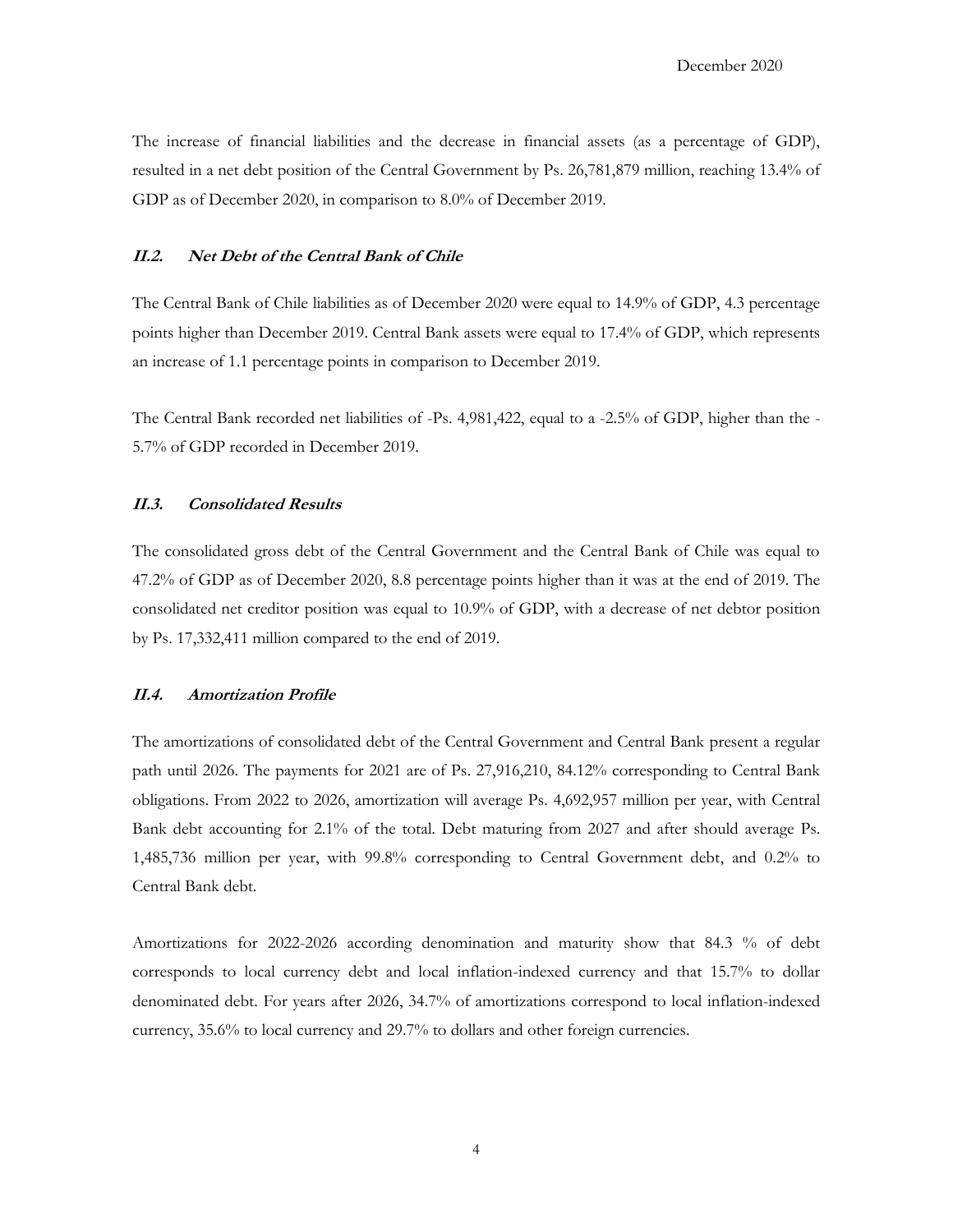The increase of financial liabilities and the decrease in financial assets (as a percentage of GDP), resulted in a net debt position of the Central Government by Ps. 26,781,879 million, reaching 13.4% of GDP as of December 2020, in comparison to 8.0% of December 2019.

### ***II.2. Net Debt of the Central Bank of Chile***

The Central Bank of Chile liabilities as of December 2020 were equal to 14.9% of GDP, 4.3 percentage points higher than December 2019. Central Bank assets were equal to 17.4% of GDP, which represents an increase of 1.1 percentage points in comparison to December 2019.

The Central Bank recorded net liabilities of -Ps. 4,981,422, equal to a -2.5% of GDP, higher than the -5.7% of GDP recorded in December 2019.

### ***II.3. Consolidated Results***

The consolidated gross debt of the Central Government and the Central Bank of Chile was equal to 47.2% of GDP as of December 2020, 8.8 percentage points higher than it was at the end of 2019. The consolidated net creditor position was equal to 10.9% of GDP, with a decrease of net debtor position by Ps. 17,332,411 million compared to the end of 2019.

### ***II.4. Amortization Profile***

The amortizations of consolidated debt of the Central Government and Central Bank present a regular path until 2026. The payments for 2021 are of Ps. 27,916,210, 84.12% corresponding to Central Bank obligations. From 2022 to 2026, amortization will average Ps. 4,692,957 million per year, with Central Bank debt accounting for 2.1% of the total. Debt maturing from 2027 and after should average Ps. 1,485,736 million per year, with 99.8% corresponding to Central Government debt, and 0.2% to Central Bank debt.

Amortizations for 2022-2026 according denomination and maturity show that 84.3 % of debt corresponds to local currency debt and local inflation-indexed currency and that 15.7% to dollar denominated debt. For years after 2026, 34.7% of amortizations correspond to local inflation-indexed currency, 35.6% to local currency and 29.7% to dollars and other foreign currencies.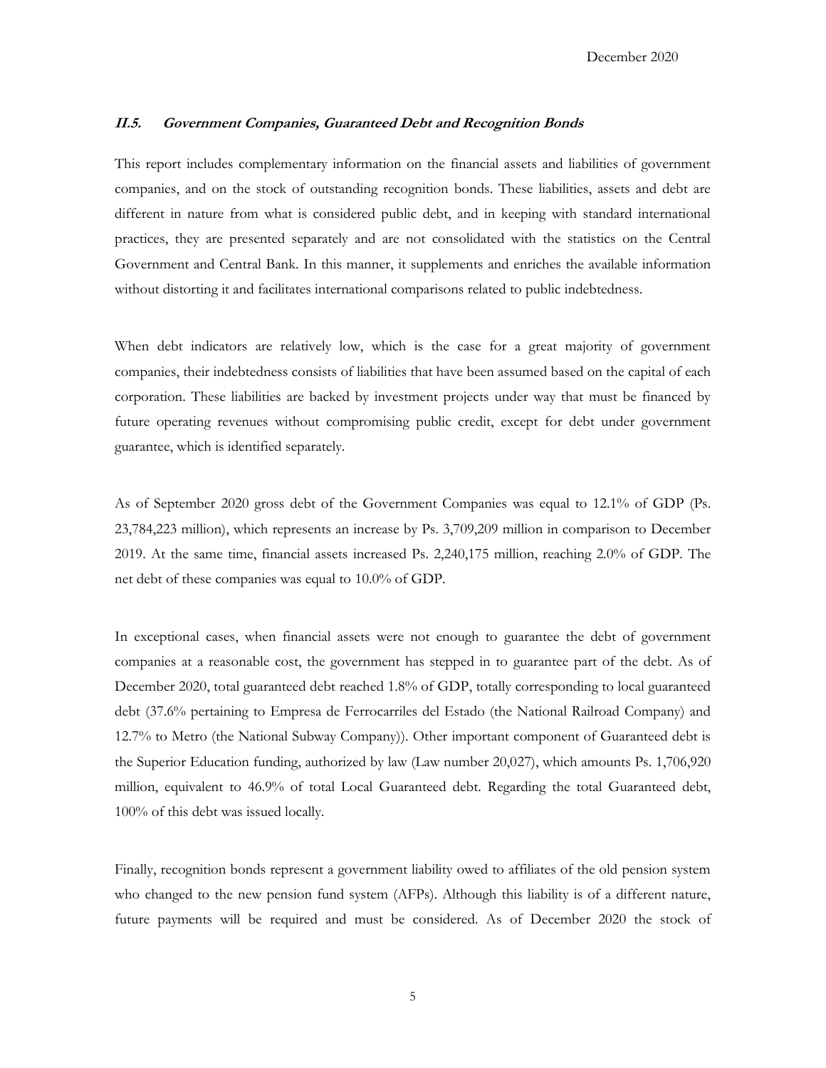### *II.5. Government Companies, Guaranteed Debt and Recognition Bonds*

This report includes complementary information on the financial assets and liabilities of government companies, and on the stock of outstanding recognition bonds. These liabilities, assets and debt are different in nature from what is considered public debt, and in keeping with standard international practices, they are presented separately and are not consolidated with the statistics on the Central Government and Central Bank. In this manner, it supplements and enriches the available information without distorting it and facilitates international comparisons related to public indebtedness.

When debt indicators are relatively low, which is the case for a great majority of government companies, their indebtedness consists of liabilities that have been assumed based on the capital of each corporation. These liabilities are backed by investment projects under way that must be financed by future operating revenues without compromising public credit, except for debt under government guarantee, which is identified separately.

As of September 2020 gross debt of the Government Companies was equal to 12.1% of GDP (Ps. 23,784,223 million), which represents an increase by Ps. 3,709,209 million in comparison to December 2019. At the same time, financial assets increased Ps. 2,240,175 million, reaching 2.0% of GDP. The net debt of these companies was equal to 10.0% of GDP.

In exceptional cases, when financial assets were not enough to guarantee the debt of government companies at a reasonable cost, the government has stepped in to guarantee part of the debt. As of December 2020, total guaranteed debt reached 1.8% of GDP, totally corresponding to local guaranteed debt (37.6% pertaining to Empresa de Ferrocarriles del Estado (the National Railroad Company) and 12.7% to Metro (the National Subway Company)). Other important component of Guaranteed debt is the Superior Education funding, authorized by law (Law number 20,027), which amounts Ps. 1,706,920 million, equivalent to 46.9% of total Local Guaranteed debt. Regarding the total Guaranteed debt, 100% of this debt was issued locally.

Finally, recognition bonds represent a government liability owed to affiliates of the old pension system who changed to the new pension fund system (AFPs). Although this liability is of a different nature, future payments will be required and must be considered. As of December 2020 the stock of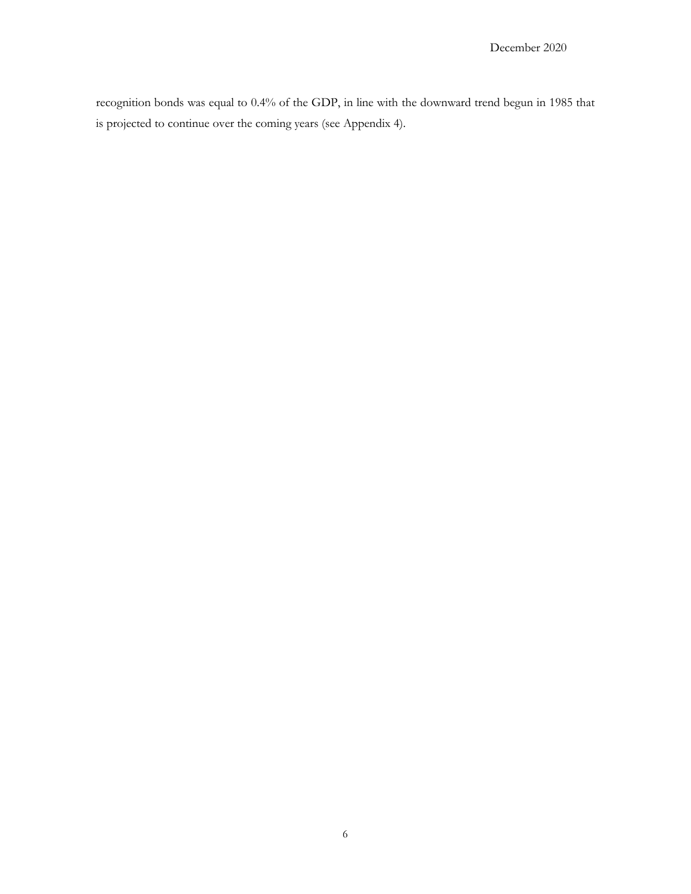recognition bonds was equal to 0.4% of the GDP, in line with the downward trend begun in 1985 that is projected to continue over the coming years (see Appendix 4).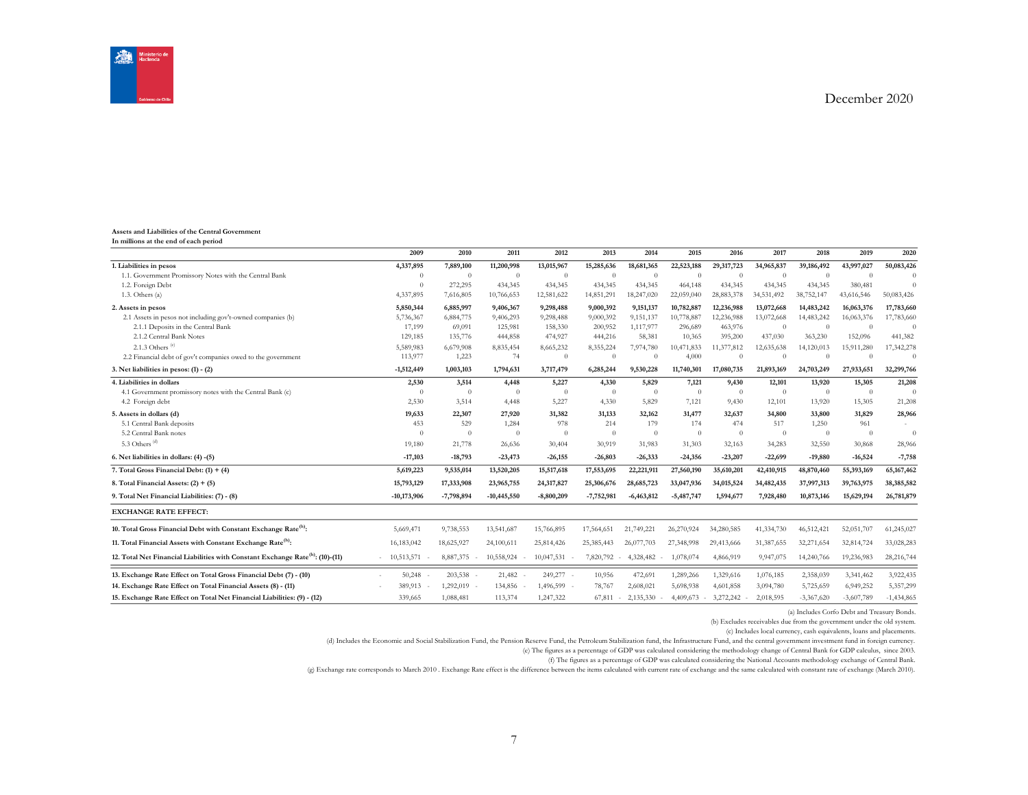**Assets and Liabilities of the Central Government**
**In millions at the end of each period**

| | 2009 | 2010 | 2011 | 2012 | 2013 | 2014 | 2015 | 2016 | 2017 | 2018 | 2019 | 2020 |
|---|---|---|---|---|---|---|---|---|---|---|---|---|
| **1. Liabilities in pesos** | **4,337,895** | **7,889,100** | **11,200,998** | **13,015,967** | **15,285,636** | **18,681,365** | **22,523,188** | **29,317,723** | **34,965,837** | **39,186,492** | **43,997,027** | **50,083,426** |
| 1.1. Government Promissory Notes with the Central Bank | 0 | 0 | 0 | 0 | 0 | 0 | 0 | 0 | 0 | 0 | 0 | 0 |
| 1.2. Foreign Debt | 0 | 272,295 | 434,345 | 434,345 | 434,345 | 434,345 | 464,148 | 434,345 | 434,345 | 434,345 | 380,481 | 0 |
| 1.3. Others (a) | 4,337,895 | 7,616,805 | 10,766,653 | 12,581,622 | 14,851,291 | 18,247,020 | 22,059,040 | 28,883,378 | 34,531,492 | 38,752,147 | 43,616,546 | 50,083,426 |
| **2. Assets in pesos** | **5,850,344** | **6,885,997** | **9,406,367** | **9,298,488** | **9,000,392** | **9,151,137** | **10,782,887** | **12,236,988** | **13,072,668** | **14,483,242** | **16,063,376** | **17,783,660** |
| 2.1 Assets in pesos not including gov't-owned companies (b) | 5,736,367 | 6,884,775 | 9,406,293 | 9,298,488 | 9,000,392 | 9,151,137 | 10,778,887 | 12,236,988 | 13,072,668 | 14,483,242 | 16,063,376 | 17,783,660 |
| 2.1.1 Deposits in the Central Bank | 17,199 | 69,091 | 125,981 | 158,330 | 200,952 | 1,117,977 | 296,689 | 463,976 | 0 | 0 | 0 | 0 |
| 2.1.2 Central Bank Notes | 129,185 | 135,776 | 444,858 | 474,927 | 444,216 | 58,381 | 10,365 | 395,200 | 437,030 | 363,230 | 152,096 | 441,382 |
| 2.1.3 Others [c] | 5,589,983 | 6,679,908 | 8,835,454 | 8,665,232 | 8,355,224 | 7,974,780 | 10,471,833 | 11,377,812 | 12,635,638 | 14,120,013 | 15,911,280 | 17,342,278 |
| 2.2 Financial debt of gov't companies owed to the government | 113,977 | 1,223 | 74 | 0 | 0 | 0 | 4,000 | 0 | 0 | 0 | 0 | 0 |
| **3. Net liabilities in pesos: (1) - (2)** | **-1,512,449** | **1,003,103** | **1,794,631** | **3,717,479** | **6,285,244** | **9,530,228** | **11,740,301** | **17,080,735** | **21,893,169** | **24,703,249** | **27,933,651** | **32,299,766** |
| **4. Liabilities in dollars** | **2,530** | **3,514** | **4,448** | **5,227** | **4,330** | **5,829** | **7,121** | **9,430** | **12,101** | **13,920** | **15,305** | **21,208** |
| 4.1 Government promissory notes with the Central Bank (c) | 0 | 0 | 0 | 0 | 0 | 0 | 0 | 0 | 0 | 0 | 0 | 0 |
| 4.2 Foreign debt | 2,530 | 3,514 | 4,448 | 5,227 | 4,330 | 5,829 | 7,121 | 9,430 | 12,101 | 13,920 | 15,305 | 21,208 |
| **5. Assets in dollars (d)** | **19,633** | **22,307** | **27,920** | **31,382** | **31,133** | **32,162** | **31,477** | **32,637** | **34,800** | **33,800** | **31,829** | **28,966** |
| 5.1 Central Bank deposits | 453 | 529 | 1,284 | 978 | 214 | 179 | 174 | 474 | 517 | 1,250 | 961 | - |
| 5.2 Central Bank notes | 0 | 0 | 0 | 0 | 0 | 0 | 0 | 0 | 0 | 0 | 0 | 0 |
| 5.3 Others [d] | 19,180 | 21,778 | 26,636 | 30,404 | 30,919 | 31,983 | 31,303 | 32,163 | 34,283 | 32,550 | 30,868 | 28,966 |
| **6. Net liabilities in dollars: (4) -(5)** | **-17,103** | **-18,793** | **-23,473** | **-26,155** | **-26,803** | **-26,333** | **-24,356** | **-23,207** | **-22,699** | **-19,880** | **-16,524** | **-7,758** |
| **7. Total Gross Financial Debt: (1) + (4)** | **5,619,223** | **9,535,014** | **13,520,205** | **15,517,618** | **17,553,695** | **22,221,911** | **27,560,190** | **35,610,201** | **42,410,915** | **48,870,460** | **55,393,169** | **65,167,462** |
| **8. Total Financial Assets: (2) + (5)** | **15,793,129** | **17,333,908** | **23,965,755** | **24,317,827** | **25,306,676** | **28,685,723** | **33,047,936** | **34,015,524** | **34,482,435** | **37,997,313** | **39,763,975** | **38,385,582** |
| **9. Total Net Financial Liabilities: (7) - (8)** | **-10,173,906** | **-7,798,894** | **-10,445,550** | **-8,800,209** | **-7,752,981** | **-6,463,812** | **-5,487,747** | **1,594,677** | **7,928,480** | **10,873,146** | **15,629,194** | **26,781,879** |
| **EXCHANGE RATE EFFECT:** | | | | | | | | | | | | |
| **10. Total Gross Financial Debt with Constant Exchange Rate [h]:** | 5,669,471 | 9,738,553 | 13,541,687 | 15,766,895 | 17,564,651 | 21,749,221 | 26,270,924 | 34,280,585 | 41,334,730 | 46,512,421 | 52,051,707 | 61,245,027 |
| **11. Total Financial Assets with Constant Exchange Rate [h]:** | 16,183,042 | 18,625,927 | 24,100,611 | 25,814,426 | 25,385,443 | 26,077,703 | 27,348,998 | 29,413,666 | 31,387,655 | 32,271,654 | 32,814,724 | 33,028,283 |
| **12. Total Net Financial Liabilities with Constant Exchange Rate [h]: (10)-(11)** | -10,513,571 | -8,887,375 | -10,558,924 | -10,047,531 | -7,820,792 | -4,328,482 | -1,078,074 | 4,866,919 | 9,947,075 | 14,240,766 | 19,236,983 | 28,216,744 |
| **13. Exchange Rate Effect on Total Gross Financial Debt (7) - (10)** | -50,248 | -203,538 | -21,482 | -249,277 | -10,956 | 472,691 | 1,289,266 | 1,329,616 | 1,076,185 | 2,358,039 | 3,341,462 | 3,922,435 |
| **14. Exchange Rate Effect on Total Financial Assets (8) - (11)** | -389,913 | -1,292,019 | -134,856 | -1,496,599 | -78,767 | 2,608,021 | 5,698,938 | 4,601,858 | 3,094,780 | 5,725,659 | 6,949,252 | 5,357,299 |
| **15. Exchange Rate Effect on Total Net Financial Liabilities: (9) - (12)** | 339,665 | 1,088,481 | 113,374 | 1,247,322 | 67,811 | -2,135,330 | -4,409,673 | -3,272,242 | -2,018,595 | -3,367,620 | -3,607,789 | -1,434,865 |

(a) Includes Corfo Debt and Treasury Bonds.

(b) Excludes receivables due from the government under the old system.

(c) Includes local currency, cash equivalents, loans and placements.

(d) Includes the Economic and Social Stabilization Fund, the Pension Reserve Fund, the Petroleum Stabilization fund, the Infrastructure Fund, and the central government investment fund in foreign currency.

(e) The figures as a percentage of GDP was calculated considering the methodology change of Central Bank for GDP calculus, since 2003.

(f) The figures as a percentage of GDP was calculated considering the National Accounts methodology exchange of Central Bank.

(g) Exchange rate corresponds to March 2010 . Exchange Rate effect is the difference between the items calculated with current rate of exchange and the same calculated with constant rate of exchange (March 2010).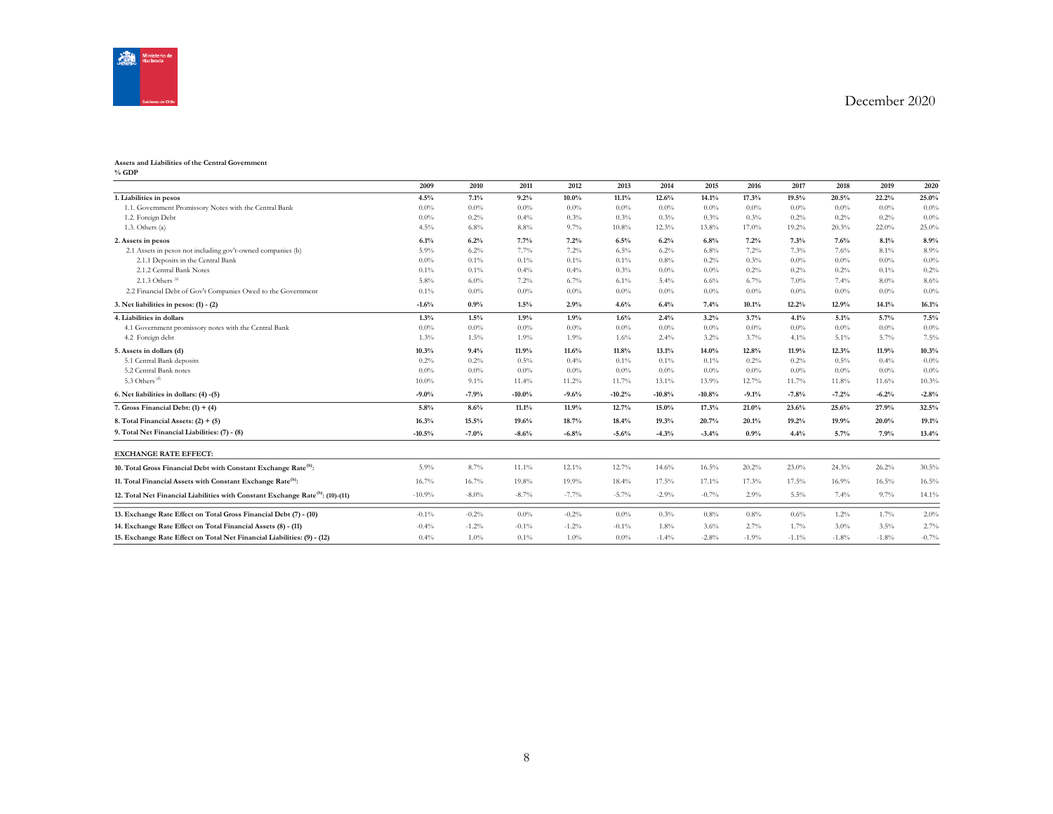December 2020

**Assets and Liabilities of the Central Government**
**% GDP**

| | 2009 | 2010 | 2011 | 2012 | 2013 | 2014 | 2015 | 2016 | 2017 | 2018 | 2019 | 2020 |
|---|---|---|---|---|---|---|---|---|---|---|---|---|
| **1. Liabilities in pesos** | **4.5%** | **7.1%** | **9.2%** | **10.0%** | **11.1%** | **12.6%** | **14.1%** | **17.3%** | **19.5%** | **20.5%** | **22.2%** | **25.0%** |
| 1.1. Government Promissory Notes with the Central Bank | 0.0% | 0.0% | 0.0% | 0.0% | 0.0% | 0.0% | 0.0% | 0.0% | 0.0% | 0.0% | 0.0% | 0.0% |
| 1.2. Foreign Debt | 0.0% | 0.2% | 0.4% | 0.3% | 0.3% | 0.3% | 0.3% | 0.3% | 0.2% | 0.2% | 0.2% | 0.0% |
| 1.3. Others (a) | 4.5% | 6.8% | 8.8% | 9.7% | 10.8% | 12.3% | 13.8% | 17.0% | 19.2% | 20.3% | 22.0% | 25.0% |
| **2. Assets in pesos** | **6.1%** | **6.2%** | **7.7%** | **7.2%** | **6.5%** | **6.2%** | **6.8%** | **7.2%** | **7.3%** | **7.6%** | **8.1%** | **8.9%** |
| 2.1 Assets in pesos not including gov't-owned companies (b) | 5.9% | 6.2% | 7.7% | 7.2% | 6.5% | 6.2% | 6.8% | 7.2% | 7.3% | 7.6% | 8.1% | 8.9% |
| 2.1.1 Deposits in the Central Bank | 0.0% | 0.1% | 0.1% | 0.1% | 0.1% | 0.8% | 0.2% | 0.3% | 0.0% | 0.0% | 0.0% | 0.0% |
| 2.1.2 Central Bank Notes | 0.1% | 0.1% | 0.4% | 0.4% | 0.3% | 0.0% | 0.0% | 0.2% | 0.2% | 0.2% | 0.1% | 0.2% |
| 2.1.3 Others (c) | 5.8% | 6.0% | 7.2% | 6.7% | 6.1% | 5.4% | 6.6% | 6.7% | 7.0% | 7.4% | 8.0% | 8.6% |
| 2.2 Financial Debt of Gov't Companies Owed to the Government | 0.1% | 0.0% | 0.0% | 0.0% | 0.0% | 0.0% | 0.0% | 0.0% | 0.0% | 0.0% | 0.0% | 0.0% |
| **3. Net liabilities in pesos: (1) - (2)** | **-1.6%** | **0.9%** | **1.5%** | **2.9%** | **4.6%** | **6.4%** | **7.4%** | **10.1%** | **12.2%** | **12.9%** | **14.1%** | **16.1%** |
| **4. Liabilities in dollars** | **1.3%** | **1.5%** | **1.9%** | **1.9%** | **1.6%** | **2.4%** | **3.2%** | **3.7%** | **4.1%** | **5.1%** | **5.7%** | **7.5%** |
| 4.1 Government promissory notes with the Central Bank | 0.0% | 0.0% | 0.0% | 0.0% | 0.0% | 0.0% | 0.0% | 0.0% | 0.0% | 0.0% | 0.0% | 0.0% |
| 4.2 Foreign debt | 1.3% | 1.5% | 1.9% | 1.9% | 1.6% | 2.4% | 3.2% | 3.7% | 4.1% | 5.1% | 5.7% | 7.5% |
| **5. Assets in dollars (d)** | **10.3%** | **9.4%** | **11.9%** | **11.6%** | **11.8%** | **13.1%** | **14.0%** | **12.8%** | **11.9%** | **12.3%** | **11.9%** | **10.3%** |
| 5.1 Central Bank deposits | 0.2% | 0.2% | 0.5% | 0.4% | 0.1% | 0.1% | 0.1% | 0.2% | 0.2% | 0.5% | 0.4% | 0.0% |
| 5.2 Central Bank notes | 0.0% | 0.0% | 0.0% | 0.0% | 0.0% | 0.0% | 0.0% | 0.0% | 0.0% | 0.0% | 0.0% | 0.0% |
| 5.3 Others (d) | 10.0% | 9.1% | 11.4% | 11.2% | 11.7% | 13.1% | 13.9% | 12.7% | 11.7% | 11.8% | 11.6% | 10.3% |
| **6. Net liabilities in dollars: (4) -(5)** | **-9.0%** | **-7.9%** | **-10.0%** | **-9.6%** | **-10.2%** | **-10.8%** | **-10.8%** | **-9.1%** | **-7.8%** | **-7.2%** | **-6.2%** | **-2.8%** |
| **7. Gross Financial Debt: (1) + (4)** | **5.8%** | **8.6%** | **11.1%** | **11.9%** | **12.7%** | **15.0%** | **17.3%** | **21.0%** | **23.6%** | **25.6%** | **27.9%** | **32.5%** |
| **8. Total Financial Assets: (2) + (5)** | **16.3%** | **15.5%** | **19.6%** | **18.7%** | **18.4%** | **19.3%** | **20.7%** | **20.1%** | **19.2%** | **19.9%** | **20.0%** | **19.1%** |
| **9. Total Net Financial Liabilities: (7) - (8)** | **-10.5%** | **-7.0%** | **-8.6%** | **-6.8%** | **-5.6%** | **-4.3%** | **-3.4%** | **0.9%** | **4.4%** | **5.7%** | **7.9%** | **13.4%** |
| **EXCHANGE RATE EFFECT:** | | | | | | | | | | | | |
| **10. Total Gross Financial Debt with Constant Exchange Rate (b):** | 5.9% | 8.7% | 11.1% | 12.1% | 12.7% | 14.6% | 16.5% | 20.2% | 23.0% | 24.3% | 26.2% | 30.5% |
| **11. Total Financial Assets with Constant Exchange Rate (b):** | 16.7% | 16.7% | 19.8% | 19.9% | 18.4% | 17.5% | 17.1% | 17.3% | 17.5% | 16.9% | 16.5% | 16.5% |
| **12. Total Net Financial Liabilities with Constant Exchange Rate (b): (10)-(11)** | -10.9% | -8.0% | -8.7% | -7.7% | -5.7% | -2.9% | -0.7% | 2.9% | 5.5% | 7.4% | 9.7% | 14.1% |
| **13. Exchange Rate Effect on Total Gross Financial Debt (7) - (10)** | -0.1% | -0.2% | 0.0% | -0.2% | 0.0% | 0.3% | 0.8% | 0.8% | 0.6% | 1.2% | 1.7% | 2.0% |
| **14. Exchange Rate Effect on Total Financial Assets (8) - (11)** | -0.4% | -1.2% | -0.1% | -1.2% | -0.1% | 1.8% | 3.6% | 2.7% | 1.7% | 3.0% | 3.5% | 2.7% |
| **15. Exchange Rate Effect on Total Net Financial Liabilities: (9) - (12)** | 0.4% | 1.0% | 0.1% | 1.0% | 0.0% | -1.4% | -2.8% | -1.9% | -1.1% | -1.8% | -1.8% | -0.7% |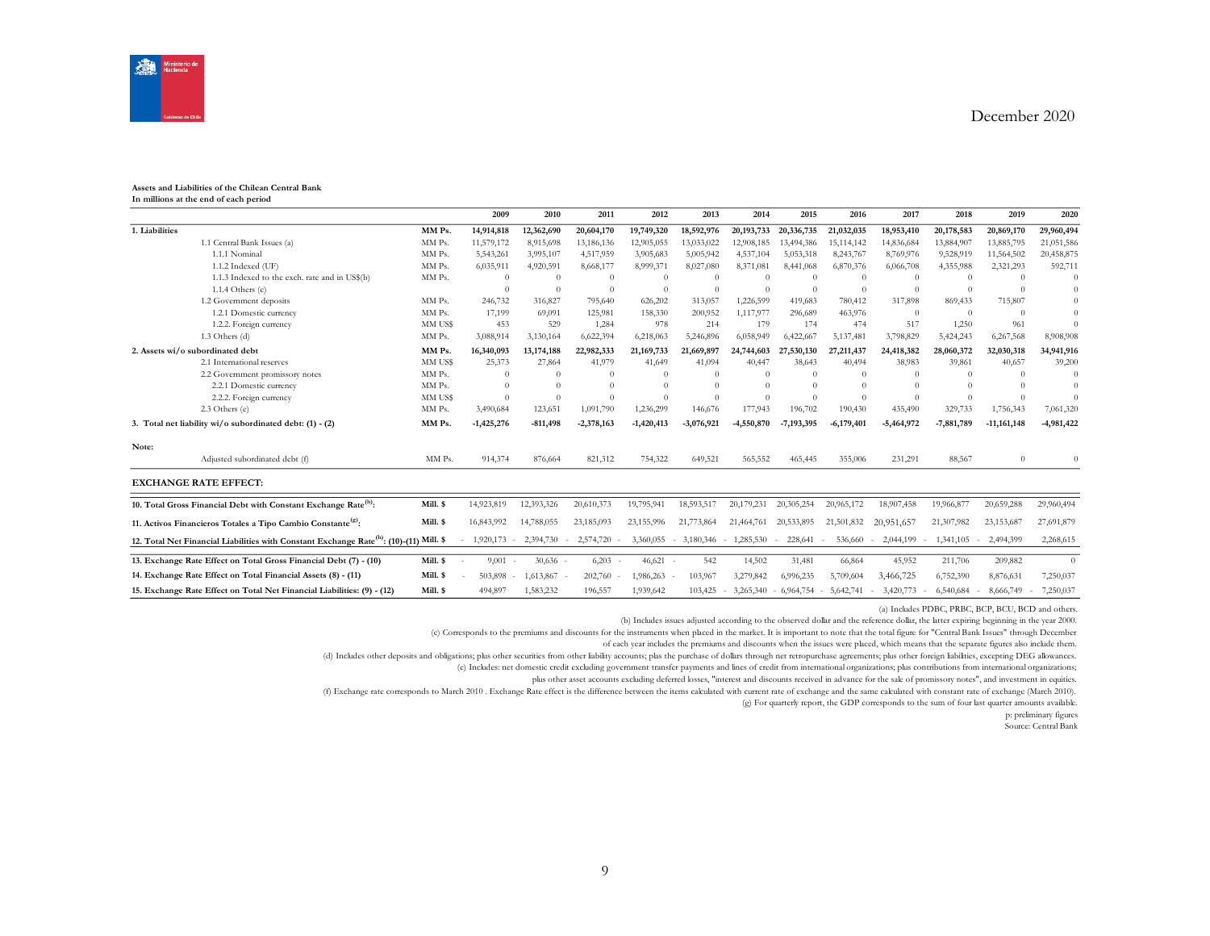**Assets and Liabilities of the Chilean Central Bank**
**In millions at the end of each period**

| | | 2009 | 2010 | 2011 | 2012 | 2013 | 2014 | 2015 | 2016 | 2017 | 2018 | 2019 | 2020 |
|---|---|---|---|---|---|---|---|---|---|---|---|---|---|
| **1. Liabilities** | **MM Ps.** | **14,914,818** | **12,362,690** | **20,604,170** | **19,749,320** | **18,592,976** | **20,193,733** | **20,336,735** | **21,032,035** | **18,953,410** | **20,178,583** | **20,869,170** | **29,960,494** |
| 1.1 Central Bank Issues (a) | MM Ps. | 11,579,172 | 8,915,698 | 13,186,136 | 12,905,055 | 13,033,022 | 12,908,185 | 13,494,386 | 15,114,142 | 14,836,684 | 13,884,907 | 13,885,795 | 21,051,586 |
| 1.1.1 Nominal | MM Ps. | 5,543,261 | 3,995,107 | 4,517,959 | 3,905,683 | 5,005,942 | 4,537,104 | 5,053,318 | 8,243,767 | 8,769,976 | 9,528,919 | 11,564,502 | 20,458,875 |
| 1.1.2 Indexed (UF) | MM Ps. | 6,035,911 | 4,920,591 | 8,668,177 | 8,999,371 | 8,027,080 | 8,371,081 | 8,441,068 | 6,870,376 | 6,066,708 | 4,355,988 | 2,321,293 | 592,711 |
| 1.1.3 Indexed to the exch. rate and in US$(b) | MM Ps. | 0 | 0 | 0 | 0 | 0 | 0 | 0 | 0 | 0 | 0 | 0 | 0 |
| 1.1.4 Others (c) | MM Ps. | 0 | 0 | 0 | 0 | 0 | 0 | 0 | 0 | 0 | 0 | 0 | 0 |
| 1.2 Government deposits | MM Ps. | 246,732 | 316,827 | 795,640 | 626,202 | 313,057 | 1,226,599 | 419,683 | 780,412 | 317,898 | 869,433 | 715,807 | 0 |
| 1.2.1 Domestic currency | MM Ps. | 17,199 | 69,091 | 125,981 | 158,330 | 200,952 | 1,117,977 | 296,689 | 463,976 | 0 | 0 | 0 | 0 |
| 1.2.2. Foreign currency | MM US$ | 453 | 529 | 1,284 | 978 | 214 | 179 | 174 | 474 | 517 | 1,250 | 961 | 0 |
| 1.3 Others (d) | MM Ps. | 3,088,914 | 3,130,164 | 6,622,394 | 6,218,063 | 5,246,896 | 6,058,949 | 6,422,667 | 5,137,481 | 3,798,829 | 5,424,243 | 6,267,568 | 8,908,908 |
| **2. Assets w/o subordinated debt** | **MM Ps.** | **16,340,093** | **13,174,188** | **22,982,333** | **21,169,733** | **21,669,897** | **24,744,603** | **27,530,130** | **27,211,437** | **24,418,382** | **28,060,372** | **32,030,318** | **34,941,916** |
| 2.1 International reserves | MM US$ | 25,373 | 27,864 | 41,979 | 41,649 | 41,094 | 40,447 | 38,643 | 40,494 | 38,983 | 39,861 | 40,657 | 39,200 |
| 2.2 Government promissory notes | MM Ps. | 0 | 0 | 0 | 0 | 0 | 0 | 0 | 0 | 0 | 0 | 0 | 0 |
| 2.2.1 Domestic currency | MM Ps. | 0 | 0 | 0 | 0 | 0 | 0 | 0 | 0 | 0 | 0 | 0 | 0 |
| 2.2.2. Foreign currency | MM US$ | 0 | 0 | 0 | 0 | 0 | 0 | 0 | 0 | 0 | 0 | 0 | 0 |
| 2.3 Others (e) | MM Ps. | 3,490,684 | 123,651 | 1,091,790 | 1,236,299 | 146,676 | 177,943 | 196,702 | 190,430 | 435,490 | 329,733 | 1,756,343 | 7,061,320 |
| **3. Total net liability w/o subordinated debt: (1) - (2)** | **MM Ps.** | **-1,425,276** | **-811,498** | **-2,378,163** | **-1,420,413** | **-3,076,921** | **-4,550,870** | **-7,193,395** | **-6,179,401** | **-5,464,972** | **-7,881,789** | **-11,161,148** | **-4,981,422** |
| **Note:** | | | | | | | | | | | | | |
| Adjusted subordinated debt (f) | MM Ps. | 914,374 | 876,664 | 821,312 | 754,322 | 649,521 | 565,552 | 465,445 | 355,006 | 231,291 | 88,567 | 0 | 0 |

**EXCHANGE RATE EFFECT:**

| | | 2009 | 2010 | 2011 | 2012 | 2013 | 2014 | 2015 | 2016 | 2017 | 2018 | 2019 | 2020 |
|---|---|---|---|---|---|---|---|---|---|---|---|---|---|
| **10. Total Gross Financial Debt with Constant Exchange Rate[h]:** | **Mill. $** | 14,923,819 | 12,393,326 | 20,610,373 | 19,795,941 | 18,593,517 | 20,179,231 | 20,305,254 | 20,965,172 | 18,907,458 | 19,966,877 | 20,659,288 | 29,960,494 |
| **11. Activos Financieros Totales a Tipo Cambio Constante[g]:** | **Mill. $** | 16,843,992 | 14,788,055 | 23,185,093 | 23,155,996 | 21,773,864 | 21,464,761 | 20,533,895 | 21,501,832 | 20,951,657 | 21,307,982 | 23,153,687 | 27,691,879 |
| **12. Total Net Financial Liabilities with Constant Exchange Rate[h]: (10)-(11)** | **Mill. $** | -1,920,173 | -2,394,730 | -2,574,720 | -3,360,055 | -3,180,346 | -1,285,530 | -228,641 | -536,660 | -2,044,199 | -1,341,105 | -2,494,399 | 2,268,615 |
| **13. Exchange Rate Effect on Total Gross Financial Debt (7) - (10)** | **Mill. $** | -9,001 | -30,636 | -6,203 | -46,621 | -542 | 14,502 | 31,481 | 66,864 | 45,952 | 211,706 | 209,882 | 0 |
| **14. Exchange Rate Effect on Total Financial Assets (8) - (11)** | **Mill. $** | -503,898 | -1,613,867 | -202,760 | -1,986,263 | -103,967 | 3,279,842 | 6,996,235 | 5,709,604 | 3,466,725 | 6,752,390 | 8,876,631 | 7,250,037 |
| **15. Exchange Rate Effect on Total Net Financial Liabilities: (9) - (12)** | **Mill. $** | 494,897 | 1,583,232 | 196,557 | 1,939,642 | 103,425 | -3,265,340 | -6,964,754 | -5,642,741 | -3,420,773 | -6,540,684 | -8,666,749 | -7,250,037 |

(a) Includes PDBC, PRBC, BCP, BCU, BCD and others.

(b) Includes issues adjusted according to the observed dollar and the reference dollar, the latter expiring beginning in the year 2000.

(c) Corresponds to the premiums and discounts for the instruments when placed in the market. It is important to note that the total figure for "Central Bank Issues" through December of each year includes the premiums and discounts when the issues were placed, which means that the separate figures also include them.

(d) Includes other deposits and obligations; plus other securities from other liability accounts; plus the purchase of dollars through net retropurchase agreements; plus other foreign liabilities, excepting DEG allowances.

(e) Includes: net domestic credit excluding government transfer payments and lines of credit from international organizations; plus contributions from international organizations; plus other asset accounts excluding deferred losses, "interest and discounts received in advance for the sale of promissory notes", and investment in equities.

(f) Exchange rate corresponds to March 2010 . Exchange Rate effect is the difference between the items calculated with current rate of exchange and the same calculated with constant rate of exchange (March 2010).

(g) For quarterly report, the GDP corresponds to the sum of four last quarter amounts available.

p: preliminary figures

Source: Central Bank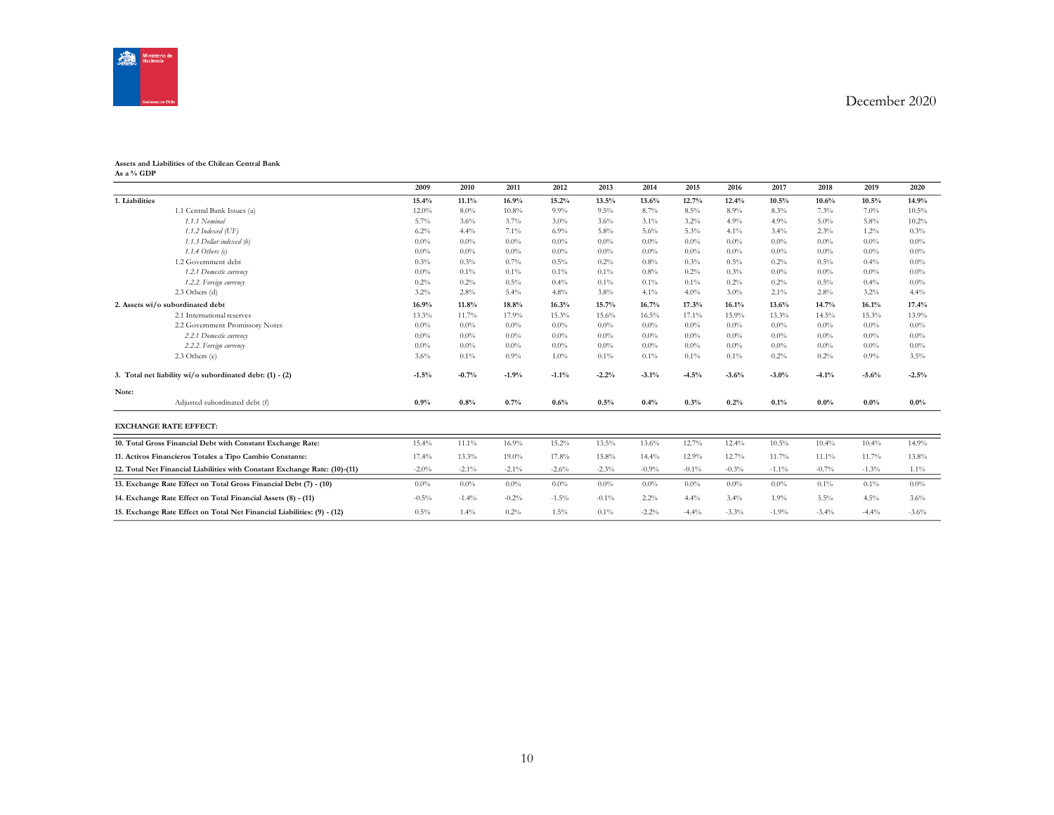December 2020

**Assets and Liabilities of the Chilean Central Bank**
**As a % GDP**

| | 2009 | 2010 | 2011 | 2012 | 2013 | 2014 | 2015 | 2016 | 2017 | 2018 | 2019 | 2020 |
|---|---|---|---|---|---|---|---|---|---|---|---|---|
| **1. Liabilities** | **15.4%** | **11.1%** | **16.9%** | **15.2%** | **13.5%** | **13.6%** | **12.7%** | **12.4%** | **10.5%** | **10.6%** | **10.5%** | **14.9%** |
| 1.1 Central Bank Issues (a) | 12.0% | 8.0% | 10.8% | 9.9% | 9.5% | 8.7% | 8.5% | 8.9% | 8.3% | 7.3% | 7.0% | 10.5% |
| *1.1.1 Nominal* | 5.7% | 3.6% | 3.7% | 3.0% | 3.6% | 3.1% | 3.2% | 4.9% | 4.9% | 5.0% | 5.8% | 10.2% |
| *1.1.2 Indexed (UF)* | 6.2% | 4.4% | 7.1% | 6.9% | 5.8% | 5.6% | 5.3% | 4.1% | 3.4% | 2.3% | 1.2% | 0.3% |
| *1.1.3 Dollar indexed (b)* | 0.0% | 0.0% | 0.0% | 0.0% | 0.0% | 0.0% | 0.0% | 0.0% | 0.0% | 0.0% | 0.0% | 0.0% |
| *1.1.4 Others (c)* | 0.0% | 0.0% | 0.0% | 0.0% | 0.0% | 0.0% | 0.0% | 0.0% | 0.0% | 0.0% | 0.0% | 0.0% |
| 1.2 Government debt | 0.3% | 0.3% | 0.7% | 0.5% | 0.2% | 0.8% | 0.3% | 0.5% | 0.2% | 0.5% | 0.4% | 0.0% |
| *1.2.1 Domestic currency* | 0.0% | 0.1% | 0.1% | 0.1% | 0.1% | 0.8% | 0.2% | 0.3% | 0.0% | 0.0% | 0.0% | 0.0% |
| *1.2.2. Foreign currency* | 0.2% | 0.2% | 0.5% | 0.4% | 0.1% | 0.1% | 0.1% | 0.2% | 0.2% | 0.5% | 0.4% | 0.0% |
| 2.3 Others (d) | 3.2% | 2.8% | 5.4% | 4.8% | 3.8% | 4.1% | 4.0% | 3.0% | 2.1% | 2.8% | 3.2% | 4.4% |
| **2. Assets wi/o subordinated debt** | **16.9%** | **11.8%** | **18.8%** | **16.3%** | **15.7%** | **16.7%** | **17.3%** | **16.1%** | **13.6%** | **14.7%** | **16.1%** | **17.4%** |
| 2.1 International reserves | 13.3% | 11.7% | 17.9% | 15.3% | 15.6% | 16.5% | 17.1% | 15.9% | 13.3% | 14.5% | 15.3% | 13.9% |
| 2.2 Government Promissory Notes | 0.0% | 0.0% | 0.0% | 0.0% | 0.0% | 0.0% | 0.0% | 0.0% | 0.0% | 0.0% | 0.0% | 0.0% |
| *2.2.1 Domestic currency* | 0.0% | 0.0% | 0.0% | 0.0% | 0.0% | 0.0% | 0.0% | 0.0% | 0.0% | 0.0% | 0.0% | 0.0% |
| *2.2.2. Foreign currency* | 0.0% | 0.0% | 0.0% | 0.0% | 0.0% | 0.0% | 0.0% | 0.0% | 0.0% | 0.0% | 0.0% | 0.0% |
| 2.3 Others (e) | 3.6% | 0.1% | 0.9% | 1.0% | 0.1% | 0.1% | 0.1% | 0.1% | 0.2% | 0.2% | 0.9% | 3.5% |
| **3. Total net liability wi/o subordinated debt: (1) - (2)** | **-1.5%** | **-0.7%** | **-1.9%** | **-1.1%** | **-2.2%** | **-3.1%** | **-4.5%** | **-3.6%** | **-3.0%** | **-4.1%** | **-5.6%** | **-2.5%** |
| **Note:** | | | | | | | | | | | | |
| Adjusted subordinated debt (f) | **0.9%** | **0.8%** | **0.7%** | **0.6%** | **0.5%** | **0.4%** | **0.3%** | **0.2%** | **0.1%** | **0.0%** | **0.0%** | **0.0%** |

**EXCHANGE RATE EFFECT:**

| | 2009 | 2010 | 2011 | 2012 | 2013 | 2014 | 2015 | 2016 | 2017 | 2018 | 2019 | 2020 |
|---|---|---|---|---|---|---|---|---|---|---|---|---|
| **10. Total Gross Financial Debt with Constant Exchange Rate:** | 15.4% | 11.1% | 16.9% | 15.2% | 13.5% | 13.6% | 12.7% | 12.4% | 10.5% | 10.4% | 10.4% | 14.9% |
| **11. Activos Financieros Totales a Tipo Cambio Constante:** | 17.4% | 13.3% | 19.0% | 17.8% | 15.8% | 14.4% | 12.9% | 12.7% | 11.7% | 11.1% | 11.7% | 13.8% |
| **12. Total Net Financial Liabilities with Constant Exchange Rate: (10)-(11)** | -2.0% | -2.1% | -2.1% | -2.6% | -2.3% | -0.9% | -0.1% | -0.3% | -1.1% | -0.7% | -1.3% | 1.1% |
| **13. Exchange Rate Effect on Total Gross Financial Debt (7) - (10)** | 0.0% | 0.0% | 0.0% | 0.0% | 0.0% | 0.0% | 0.0% | 0.0% | 0.0% | 0.1% | 0.1% | 0.0% |
| **14. Exchange Rate Effect on Total Financial Assets (8) - (11)** | -0.5% | -1.4% | -0.2% | -1.5% | -0.1% | 2.2% | 4.4% | 3.4% | 1.9% | 3.5% | 4.5% | 3.6% |
| **15. Exchange Rate Effect on Total Net Financial Liabilities: (9) - (12)** | 0.5% | 1.4% | 0.2% | 1.5% | 0.1% | -2.2% | -4.4% | -3.3% | -1.9% | -3.4% | -4.4% | -3.6% |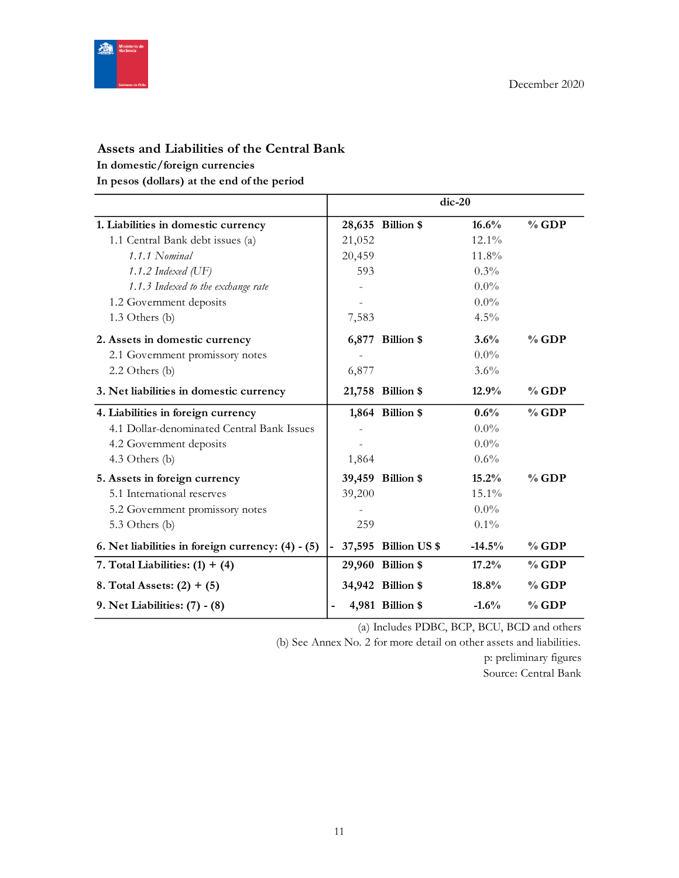December 2020

## Assets and Liabilities of the Central Bank

**In domestic/foreign currencies**

**In pesos (dollars) at the end of the period**

| | dic-20 | | | |
|---|---|---|---|---|
| **1. Liabilities in domestic currency** | **28,635** | **Billion $** | **16.6%** | **% GDP** |
| 1.1 Central Bank debt issues (a) | 21,052 | | 12.1% | |
| *1.1.1 Nominal* | 20,459 | | 11.8% | |
| *1.1.2 Indexed (UF)* | 593 | | 0.3% | |
| *1.1.3 Indexed to the exchange rate* | - | | 0.0% | |
| 1.2 Government deposits | - | | 0.0% | |
| 1.3 Others (b) | 7,583 | | 4.5% | |
| **2. Assets in domestic currency** | **6,877** | **Billion $** | **3.6%** | **% GDP** |
| 2.1 Government promissory notes | - | | 0.0% | |
| 2.2 Others (b) | 6,877 | | 3.6% | |
| **3. Net liabilities in domestic currency** | **21,758** | **Billion $** | **12.9%** | **% GDP** |
| **4. Liabilities in foreign currency** | **1,864** | **Billion $** | **0.6%** | **% GDP** |
| 4.1 Dollar-denominated Central Bank Issues | - | | 0.0% | |
| 4.2 Government deposits | - | | 0.0% | |
| 4.3 Others (b) | 1,864 | | 0.6% | |
| **5. Assets in foreign currency** | **39,459** | **Billion $** | **15.2%** | **% GDP** |
| 5.1 International reserves | 39,200 | | 15.1% | |
| 5.2 Government promissory notes | - | | 0.0% | |
| 5.3 Others (b) | 259 | | 0.1% | |
| **6. Net liabilities in foreign currency: (4) - (5)** | **- 37,595** | **Billion US $** | **-14.5%** | **% GDP** |
| **7. Total Liabilities: (1) + (4)** | **29,960** | **Billion $** | **17.2%** | **% GDP** |
| **8. Total Assets: (2) + (5)** | **34,942** | **Billion $** | **18.8%** | **% GDP** |
| **9. Net Liabilities: (7) - (8)** | **- 4,981** | **Billion $** | **-1.6%** | **% GDP** |

(a) Includes PDBC, BCP, BCU, BCD and others

(b) See Annex No. 2 for more detail on other assets and liabilities.

p: preliminary figures

Source: Central Bank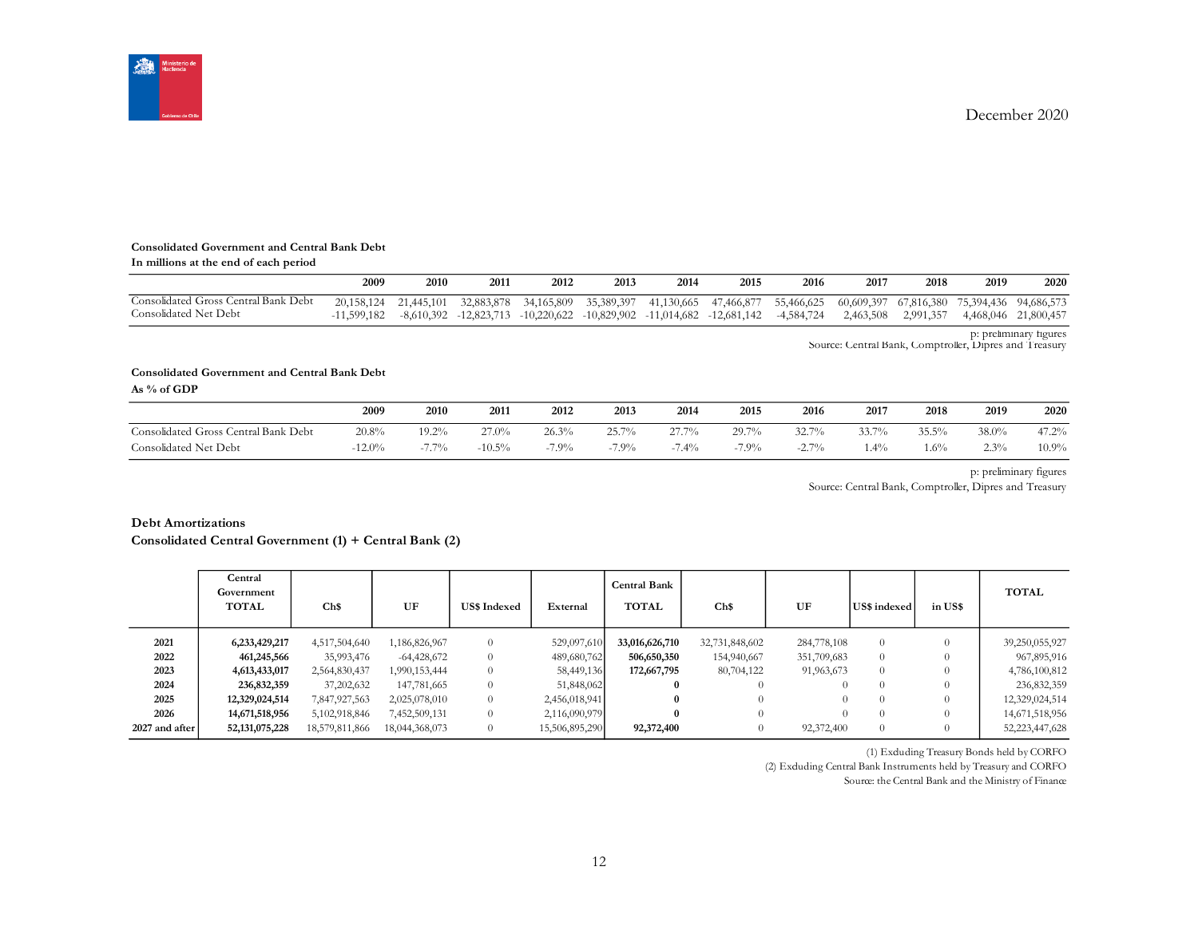December 2020

**Consolidated Government and Central Bank Debt**
**In millions at the end of each period**

| | 2009 | 2010 | 2011 | 2012 | 2013 | 2014 | 2015 | 2016 | 2017 | 2018 | 2019 | 2020 |
|---|---|---|---|---|---|---|---|---|---|---|---|---|
| Consolidated Gross Central Bank Debt | 20,158,124 | 21,445,101 | 32,883,878 | 34,165,809 | 35,389,397 | 41,130,665 | 47,466,877 | 55,466,625 | 60,609,397 | 67,816,380 | 75,394,436 | 94,686,573 |
| Consolidated Net Debt | -11,599,182 | -8,610,392 | -12,823,713 | -10,220,622 | -10,829,902 | -11,014,682 | -12,681,142 | -4,584,724 | 2,463,508 | 2,991,357 | 4,468,046 | 21,800,457 |

p: preliminary figures
Source: Central Bank, Comptroller, Dipres and Treasury

**Consolidated Government and Central Bank Debt**
**As % of GDP**

| | 2009 | 2010 | 2011 | 2012 | 2013 | 2014 | 2015 | 2016 | 2017 | 2018 | 2019 | 2020 |
|---|---|---|---|---|---|---|---|---|---|---|---|---|
| Consolidated Gross Central Bank Debt | 20.8% | 19.2% | 27.0% | 26.3% | 25.7% | 27.7% | 29.7% | 32.7% | 33.7% | 35.5% | 38.0% | 47.2% |
| Consolidated Net Debt | -12.0% | -7.7% | -10.5% | -7.9% | -7.9% | -7.4% | -7.9% | -2.7% | 1.4% | 1.6% | 2.3% | 10.9% |

p: preliminary figures
Source: Central Bank, Comptroller, Dipres and Treasury

**Debt Amortizations**
**Consolidated Central Government (1) + Central Bank (2)**

| | Central Government TOTAL | Ch$ | UF | US$ Indexed | External | Central Bank TOTAL | Ch$ | UF | US$ indexed | in US$ | TOTAL |
|---|---|---|---|---|---|---|---|---|---|---|---|
| 2021 | **6,233,429,217** | 4,517,504,640 | 1,186,826,967 | 0 | 529,097,610 | **33,016,626,710** | 32,731,848,602 | 284,778,108 | 0 | 0 | 39,250,055,927 |
| 2022 | **461,245,566** | 35,993,476 | -64,428,672 | 0 | 489,680,762 | **506,650,350** | 154,940,667 | 351,709,683 | 0 | 0 | 967,895,916 |
| 2023 | **4,613,433,017** | 2,564,830,437 | 1,990,153,444 | 0 | 58,449,136 | **172,667,795** | 80,704,122 | 91,963,673 | 0 | 0 | 4,786,100,812 |
| 2024 | **236,832,359** | 37,202,632 | 147,781,665 | 0 | 51,848,062 | **0** | 0 | 0 | 0 | 0 | 236,832,359 |
| 2025 | **12,329,024,514** | 7,847,927,563 | 2,025,078,010 | 0 | 2,456,018,941 | **0** | 0 | 0 | 0 | 0 | 12,329,024,514 |
| 2026 | **14,671,518,956** | 5,102,918,846 | 7,452,509,131 | 0 | 2,116,090,979 | **0** | 0 | 0 | 0 | 0 | 14,671,518,956 |
| 2027 and after | **52,131,075,228** | 18,579,811,866 | 18,044,368,073 | 0 | 15,506,895,290 | **92,372,400** | 0 | 92,372,400 | 0 | 0 | 52,223,447,628 |

(1) Excluding Treasury Bonds held by CORFO
(2) Excluding Central Bank Instruments held by Treasury and CORFO
Source: the Central Bank and the Ministry of Finance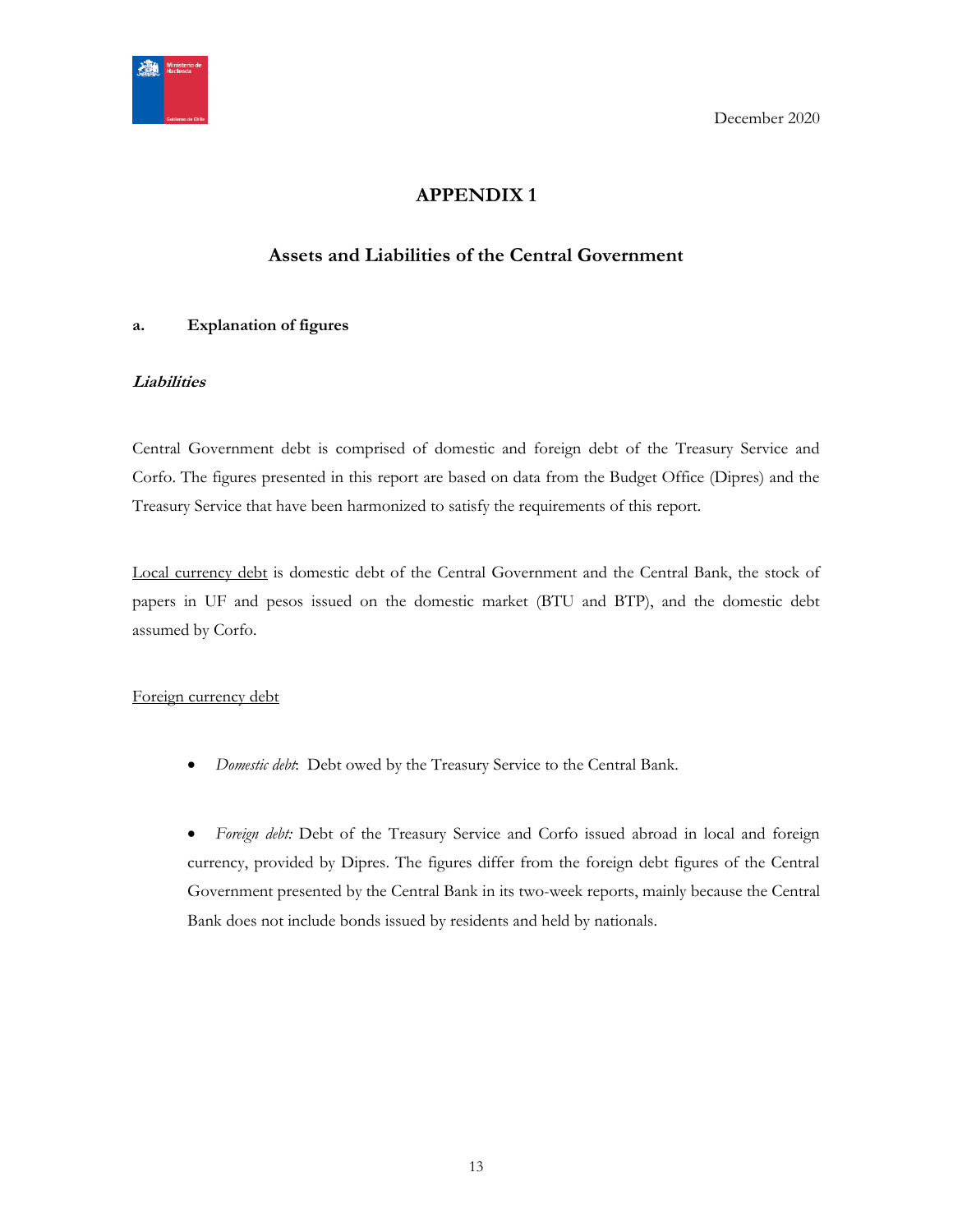December 2020

# APPENDIX 1

## Assets and Liabilities of the Central Government

### a. Explanation of figures

***Liabilities***

Central Government debt is comprised of domestic and foreign debt of the Treasury Service and Corfo. The figures presented in this report are based on data from the Budget Office (Dipres) and the Treasury Service that have been harmonized to satisfy the requirements of this report.

Local currency debt is domestic debt of the Central Government and the Central Bank, the stock of papers in UF and pesos issued on the domestic market (BTU and BTP), and the domestic debt assumed by Corfo.

Foreign currency debt

- *Domestic debt*: Debt owed by the Treasury Service to the Central Bank.

- *Foreign debt:* Debt of the Treasury Service and Corfo issued abroad in local and foreign currency, provided by Dipres. The figures differ from the foreign debt figures of the Central Government presented by the Central Bank in its two-week reports, mainly because the Central Bank does not include bonds issued by residents and held by nationals.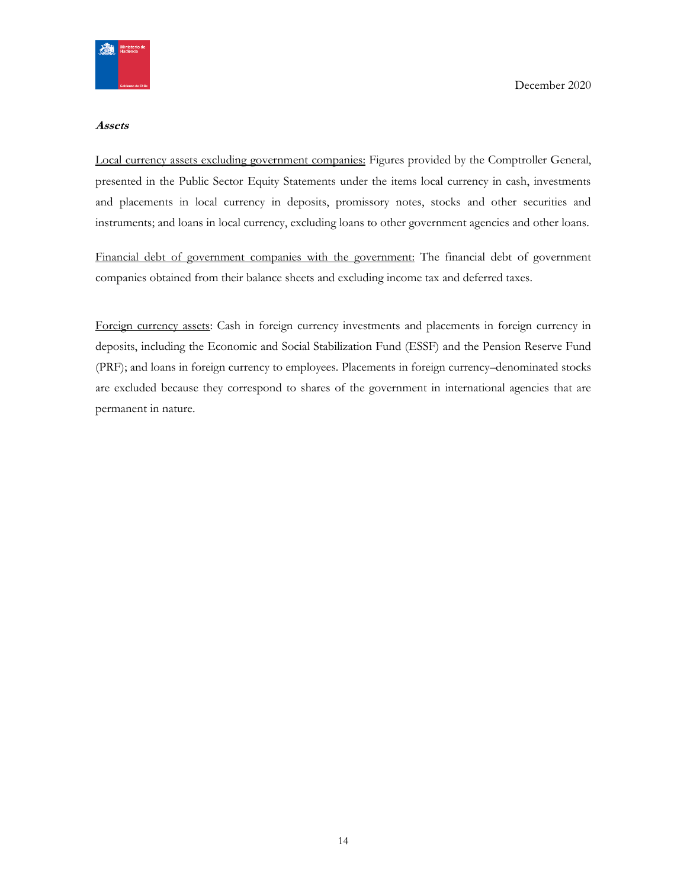***Assets***

Local currency assets excluding government companies: Figures provided by the Comptroller General, presented in the Public Sector Equity Statements under the items local currency in cash, investments and placements in local currency in deposits, promissory notes, stocks and other securities and instruments; and loans in local currency, excluding loans to other government agencies and other loans.

Financial debt of government companies with the government: The financial debt of government companies obtained from their balance sheets and excluding income tax and deferred taxes.

Foreign currency assets: Cash in foreign currency investments and placements in foreign currency in deposits, including the Economic and Social Stabilization Fund (ESSF) and the Pension Reserve Fund (PRF); and loans in foreign currency to employees. Placements in foreign currency–denominated stocks are excluded because they correspond to shares of the government in international agencies that are permanent in nature.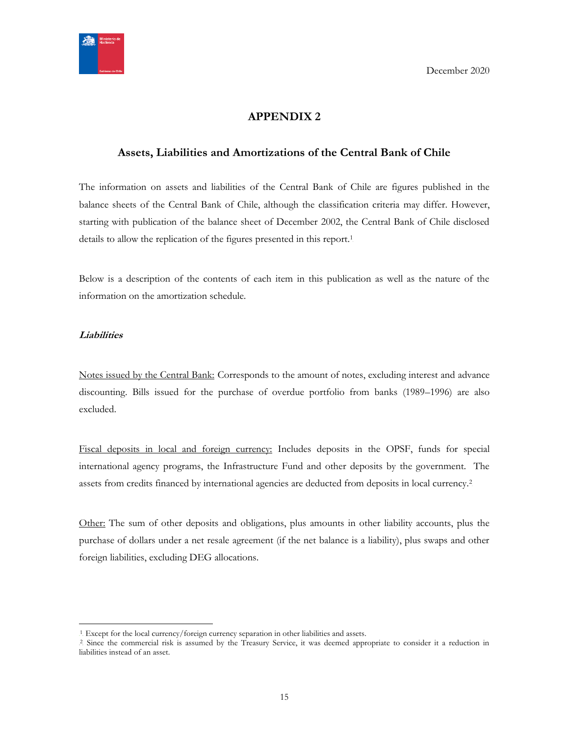December 2020

# APPENDIX 2

## Assets, Liabilities and Amortizations of the Central Bank of Chile

The information on assets and liabilities of the Central Bank of Chile are figures published in the balance sheets of the Central Bank of Chile, although the classification criteria may differ. However, starting with publication of the balance sheet of December 2002, the Central Bank of Chile disclosed details to allow the replication of the figures presented in this report.[1]

Below is a description of the contents of each item in this publication as well as the nature of the information on the amortization schedule.

***Liabilities***

Notes issued by the Central Bank: Corresponds to the amount of notes, excluding interest and advance discounting. Bills issued for the purchase of overdue portfolio from banks (1989–1996) are also excluded.

Fiscal deposits in local and foreign currency: Includes deposits in the OPSF, funds for special international agency programs, the Infrastructure Fund and other deposits by the government. The assets from credits financed by international agencies are deducted from deposits in local currency.[2]

Other: The sum of other deposits and obligations, plus amounts in other liability accounts, plus the purchase of dollars under a net resale agreement (if the net balance is a liability), plus swaps and other foreign liabilities, excluding DEG allocations.

---

[1] Except for the local currency/foreign currency separation in other liabilities and assets.

[2] Since the commercial risk is assumed by the Treasury Service, it was deemed appropriate to consider it a reduction in liabilities instead of an asset.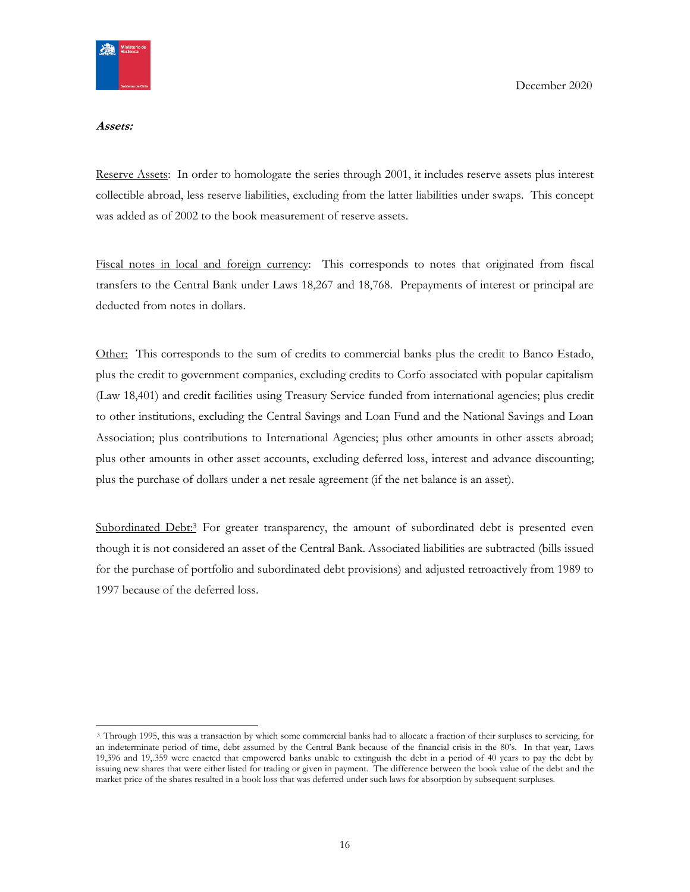***Assets:***

Reserve Assets: In order to homologate the series through 2001, it includes reserve assets plus interest collectible abroad, less reserve liabilities, excluding from the latter liabilities under swaps. This concept was added as of 2002 to the book measurement of reserve assets.

Fiscal notes in local and foreign currency: This corresponds to notes that originated from fiscal transfers to the Central Bank under Laws 18,267 and 18,768. Prepayments of interest or principal are deducted from notes in dollars.

Other: This corresponds to the sum of credits to commercial banks plus the credit to Banco Estado, plus the credit to government companies, excluding credits to Corfo associated with popular capitalism (Law 18,401) and credit facilities using Treasury Service funded from international agencies; plus credit to other institutions, excluding the Central Savings and Loan Fund and the National Savings and Loan Association; plus contributions to International Agencies; plus other amounts in other assets abroad; plus other amounts in other asset accounts, excluding deferred loss, interest and advance discounting; plus the purchase of dollars under a net resale agreement (if the net balance is an asset).

Subordinated Debt:[3] For greater transparency, the amount of subordinated debt is presented even though it is not considered an asset of the Central Bank. Associated liabilities are subtracted (bills issued for the purchase of portfolio and subordinated debt provisions) and adjusted retroactively from 1989 to 1997 because of the deferred loss.

---

[3] Through 1995, this was a transaction by which some commercial banks had to allocate a fraction of their surpluses to servicing, for an indeterminate period of time, debt assumed by the Central Bank because of the financial crisis in the 80's. In that year, Laws 19,396 and 19,.359 were enacted that empowered banks unable to extinguish the debt in a period of 40 years to pay the debt by issuing new shares that were either listed for trading or given in payment. The difference between the book value of the debt and the market price of the shares resulted in a book loss that was deferred under such laws for absorption by subsequent surpluses.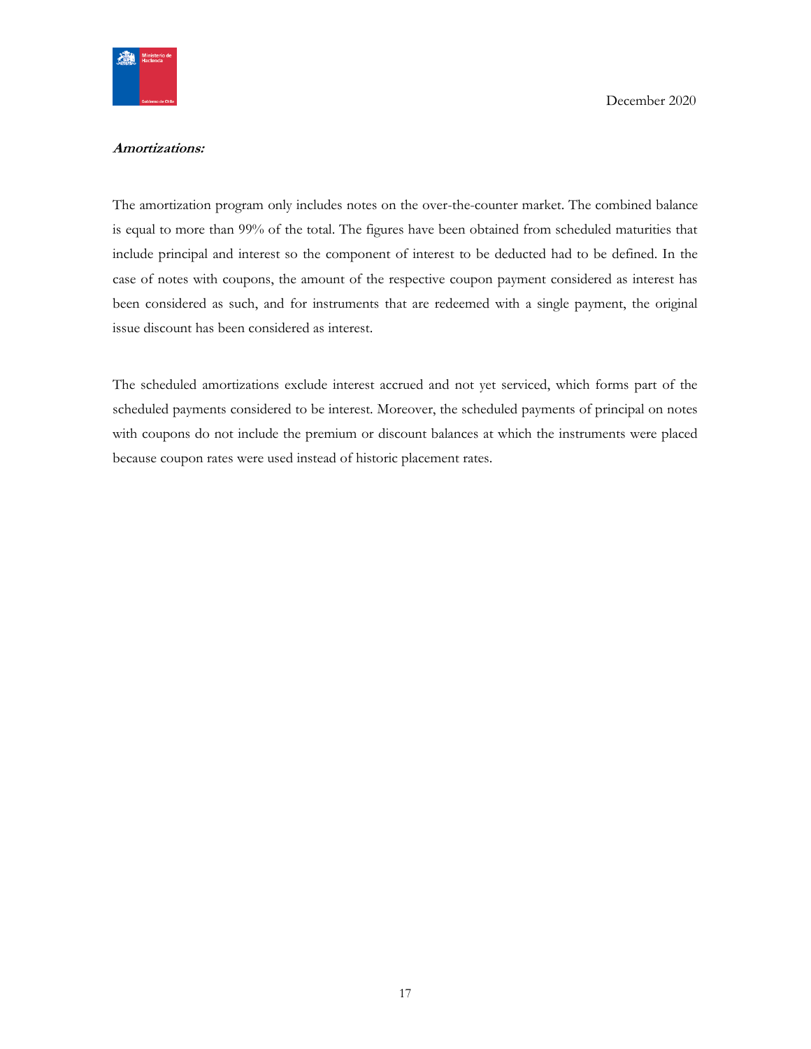***Amortizations:***

The amortization program only includes notes on the over-the-counter market. The combined balance is equal to more than 99% of the total. The figures have been obtained from scheduled maturities that include principal and interest so the component of interest to be deducted had to be defined. In the case of notes with coupons, the amount of the respective coupon payment considered as interest has been considered as such, and for instruments that are redeemed with a single payment, the original issue discount has been considered as interest.

The scheduled amortizations exclude interest accrued and not yet serviced, which forms part of the scheduled payments considered to be interest. Moreover, the scheduled payments of principal on notes with coupons do not include the premium or discount balances at which the instruments were placed because coupon rates were used instead of historic placement rates.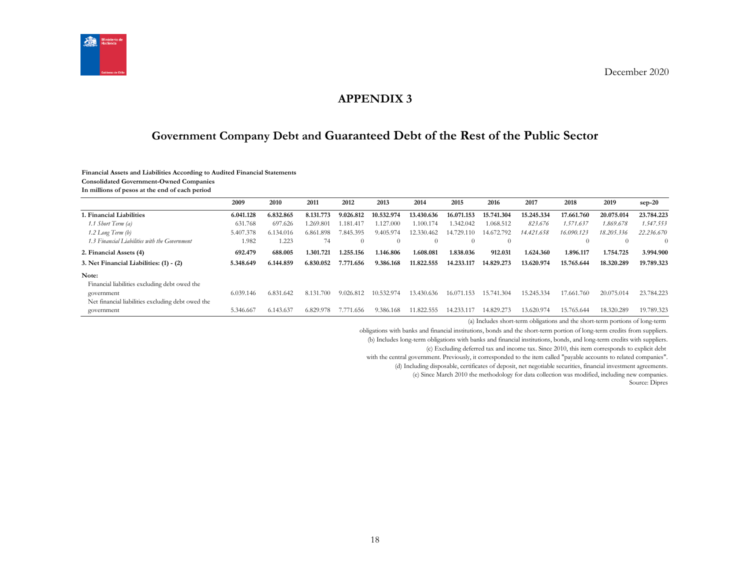December 2020

# APPENDIX 3

## Government Company Debt and Guaranteed Debt of the Rest of the Public Sector

**Financial Assets and Liabilities According to Audited Financial Statements**
**Consolidated Government-Owned Companies**
**In millions of pesos at the end of each period**

| | 2009 | 2010 | 2011 | 2012 | 2013 | 2014 | 2015 | 2016 | 2017 | 2018 | 2019 | sep-20 |
|---|---|---|---|---|---|---|---|---|---|---|---|---|
| **1. Financial Liabilities** | **6.041.128** | **6.832.865** | **8.131.773** | **9.026.812** | **10.532.974** | **13.430.636** | **16.071.153** | **15.741.304** | **15.245.334** | **17.661.760** | **20.075.014** | **23.784.223** |
| *1.1 Short Term (a)* | 631.768 | 697.626 | 1.269.801 | 1.181.417 | 1.127.000 | 1.100.174 | 1.342.042 | 1.068.512 | *823.676* | *1.571.637* | *1.869.678* | *1.547.553* |
| *1.2 Long Term (b)* | 5.407.378 | 6.134.016 | 6.861.898 | 7.845.395 | 9.405.974 | 12.330.462 | 14.729.110 | 14.672.792 | *14.421.658* | *16.090.123* | *18.205.336* | *22.236.670* |
| *1.3 Financial Liabilities with the Government* | 1.982 | 1.223 | 74 | 0 | 0 | 0 | 0 | 0 | | 0 | 0 | 0 |
| **2. Financial Assets (4)** | **692.479** | **688.005** | **1.301.721** | **1.255.156** | **1.146.806** | **1.608.081** | **1.838.036** | **912.031** | **1.624.360** | **1.896.117** | **1.754.725** | **3.994.900** |
| **3. Net Financial Liabilities: (1) - (2)** | **5.348.649** | **6.144.859** | **6.830.052** | **7.771.656** | **9.386.168** | **11.822.555** | **14.233.117** | **14.829.273** | **13.620.974** | **15.765.644** | **18.320.289** | **19.789.323** |
| **Note:** | | | | | | | | | | | | |
| Financial liabilities excluding debt owed the government | 6.039.146 | 6.831.642 | 8.131.700 | 9.026.812 | 10.532.974 | 13.430.636 | 16.071.153 | 15.741.304 | 15.245.334 | 17.661.760 | 20.075.014 | 23.784.223 |
| Net financial liabilities excluding debt owed the government | 5.346.667 | 6.143.637 | 6.829.978 | 7.771.656 | 9.386.168 | 11.822.555 | 14.233.117 | 14.829.273 | 13.620.974 | 15.765.644 | 18.320.289 | 19.789.323 |

(a) Includes short-term obligations and the short-term portions of long-term obligations with banks and financial institutions, bonds and the short-term portion of long-term credits from suppliers.
(b) Includes long-term obligations with banks and financial institutions, bonds, and long-term credits with suppliers.
(c) Excluding deferred tax and income tax. Since 2010, this item corresponds to explicit debt with the central government. Previously, it corresponded to the item called "payable accounts to related companies".
(d) Including disposable, certificates of deposit, net negotiable securities, financial investment agreements.
(e) Since March 2010 the methodology for data collection was modified, including new companies.
Source: Dipres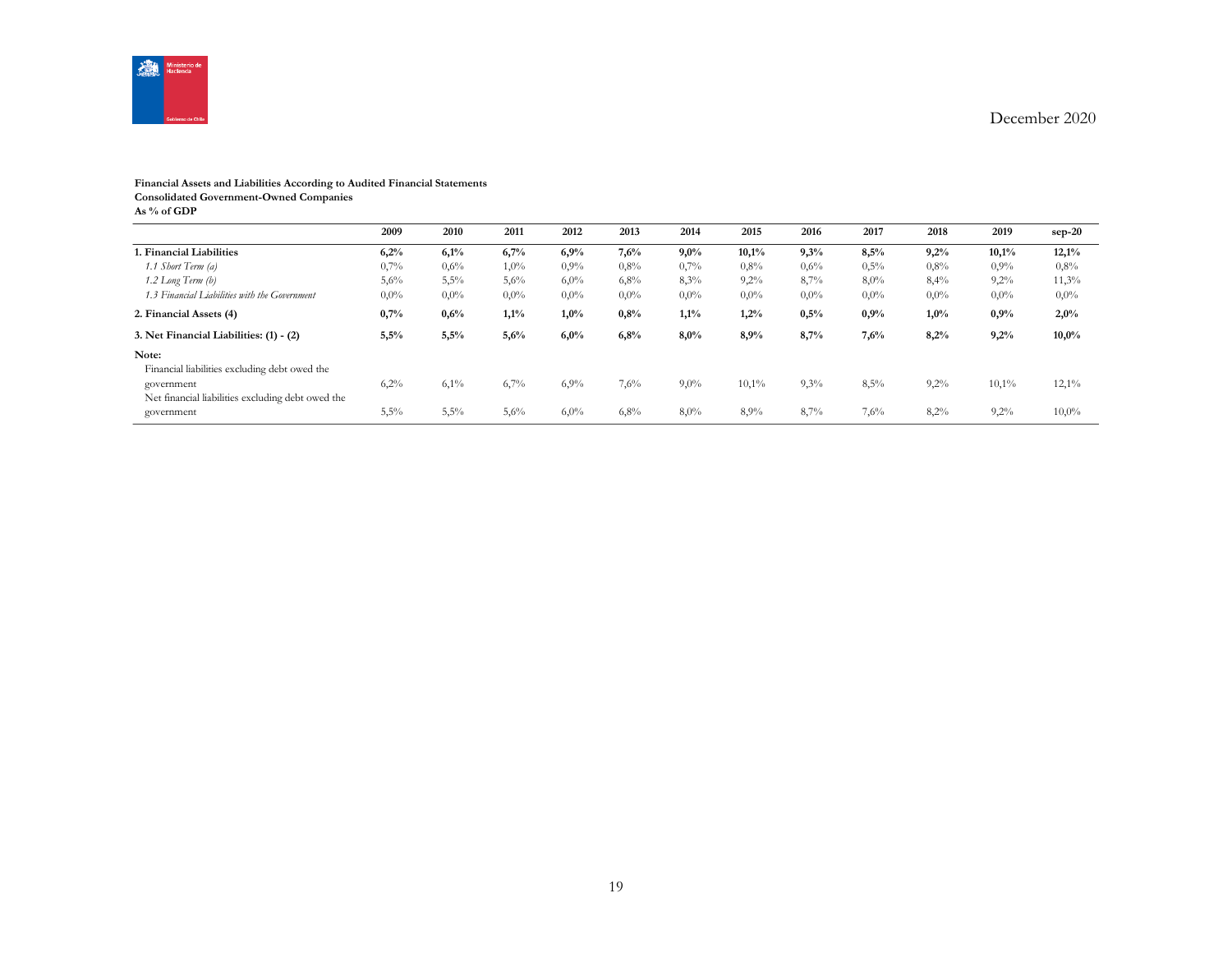December 2020

**Financial Assets and Liabilities According to Audited Financial Statements**
**Consolidated Government-Owned Companies**
**As % of GDP**

| | 2009 | 2010 | 2011 | 2012 | 2013 | 2014 | 2015 | 2016 | 2017 | 2018 | 2019 | sep-20 |
|---|---|---|---|---|---|---|---|---|---|---|---|---|
| **1. Financial Liabilities** | **6,2%** | **6,1%** | **6,7%** | **6,9%** | **7,6%** | **9,0%** | **10,1%** | **9,3%** | **8,5%** | **9,2%** | **10,1%** | **12,1%** |
| *1.1 Short Term (a)* | 0,7% | 0,6% | 1,0% | 0,9% | 0,8% | 0,7% | 0,8% | 0,6% | 0,5% | 0,8% | 0,9% | 0,8% |
| *1.2 Long Term (b)* | 5,6% | 5,5% | 5,6% | 6,0% | 6,8% | 8,3% | 9,2% | 8,7% | 8,0% | 8,4% | 9,2% | 11,3% |
| *1.3 Financial Liabilities with the Government* | 0,0% | 0,0% | 0,0% | 0,0% | 0,0% | 0,0% | 0,0% | 0,0% | 0,0% | 0,0% | 0,0% | 0,0% |
| **2. Financial Assets (4)** | **0,7%** | **0,6%** | **1,1%** | **1,0%** | **0,8%** | **1,1%** | **1,2%** | **0,5%** | **0,9%** | **1,0%** | **0,9%** | **2,0%** |
| **3. Net Financial Liabilities: (1) - (2)** | **5,5%** | **5,5%** | **5,6%** | **6,0%** | **6,8%** | **8,0%** | **8,9%** | **8,7%** | **7,6%** | **8,2%** | **9,2%** | **10,0%** |
| **Note:** | | | | | | | | | | | | |
| Financial liabilities excluding debt owed the government | 6,2% | 6,1% | 6,7% | 6,9% | 7,6% | 9,0% | 10,1% | 9,3% | 8,5% | 9,2% | 10,1% | 12,1% |
| Net financial liabilities excluding debt owed the government | 5,5% | 5,5% | 5,6% | 6,0% | 6,8% | 8,0% | 8,9% | 8,7% | 7,6% | 8,2% | 9,2% | 10,0% |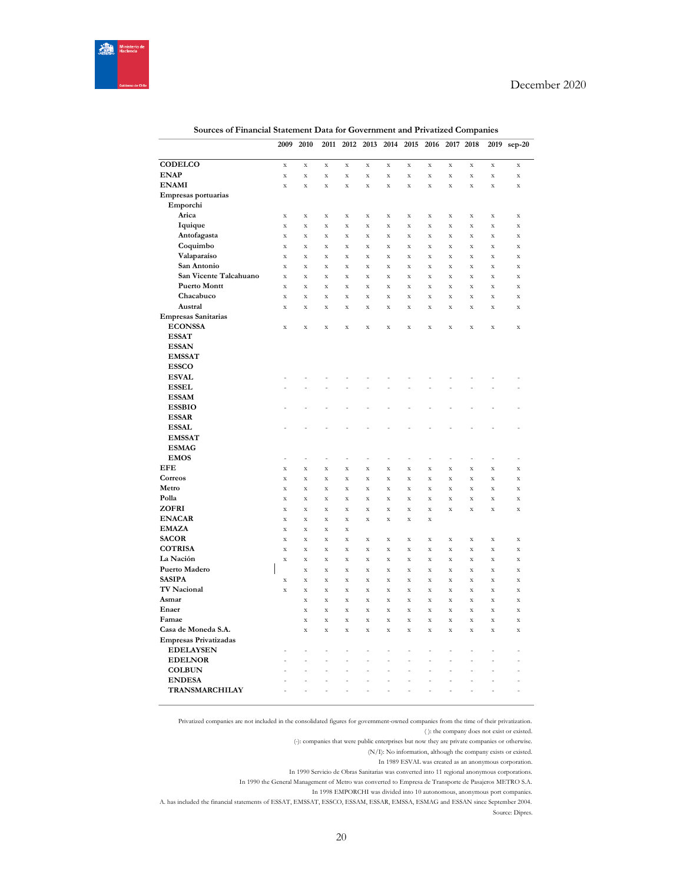## Sources of Financial Statement Data for Government and Privatized Companies

| | 2009 | 2010 | 2011 | 2012 | 2013 | 2014 | 2015 | 2016 | 2017 | 2018 | 2019 | sep-20 |
|---|---|---|---|---|---|---|---|---|---|---|---|---|
| **CODELCO** | x | x | x | x | x | x | x | x | x | x | x | x |
| **ENAP** | x | x | x | x | x | x | x | x | x | x | x | x |
| **ENAMI** | x | x | x | x | x | x | x | x | x | x | x | x |
| **Empresas portuarias** | | | | | | | | | | | | |
| Emporchi | | | | | | | | | | | | |
| Arica | x | x | x | x | x | x | x | x | x | x | x | x |
| Iquique | x | x | x | x | x | x | x | x | x | x | x | x |
| Antofagasta | x | x | x | x | x | x | x | x | x | x | x | x |
| Coquimbo | x | x | x | x | x | x | x | x | x | x | x | x |
| Valaparaíso | x | x | x | x | x | x | x | x | x | x | x | x |
| San Antonio | x | x | x | x | x | x | x | x | x | x | x | x |
| San Vicente Talcahuano | x | x | x | x | x | x | x | x | x | x | x | x |
| Puerto Montt | x | x | x | x | x | x | x | x | x | x | x | x |
| Chacabuco | x | x | x | x | x | x | x | x | x | x | x | x |
| Austral | x | x | x | x | x | x | x | x | x | x | x | x |
| **Empresas Sanitarias** | | | | | | | | | | | | |
| ECONSSA | x | x | x | x | x | x | x | x | x | x | x | x |
| ESSAT | | | | | | | | | | | | |
| ESSAN | | | | | | | | | | | | |
| EMSSAT | | | | | | | | | | | | |
| ESSCO | | | | | | | | | | | | |
| ESVAL | - | - | - | - | - | - | - | - | - | - | - | - |
| ESSEL | - | - | - | - | - | - | - | - | - | - | - | - |
| ESSAM | | | | | | | | | | | | |
| ESSBIO | - | - | - | - | - | - | - | - | - | - | - | - |
| ESSAR | | | | | | | | | | | | |
| ESSAL | - | - | - | - | - | - | - | - | - | - | - | - |
| EMSSAT | | | | | | | | | | | | |
| ESMAG | | | | | | | | | | | | |
| EMOS | - | - | - | - | - | - | - | - | - | - | - | - |
| **EFE** | x | x | x | x | x | x | x | x | x | x | x | x |
| **Correos** | x | x | x | x | x | x | x | x | x | x | x | x |
| **Metro** | x | x | x | x | x | x | x | x | x | x | x | x |
| **Polla** | x | x | x | x | x | x | x | x | x | x | x | x |
| **ZOFRI** | x | x | x | x | x | x | x | x | x | x | x | x |
| **ENACAR** | x | x | x | x | x | x | x | x | | | | |
| **EMAZA** | x | x | x | x | | | | | | | | |
| **SACOR** | x | x | x | x | x | x | x | x | x | x | x | x |
| **COTRISA** | x | x | x | x | x | x | x | x | x | x | x | x |
| **La Nación** | x | x | x | x | x | x | x | x | x | x | x | x |
| **Puerto Madero** | | x | x | x | x | x | x | x | x | x | x | x |
| **SASIPA** | x | x | x | x | x | x | x | x | x | x | x | x |
| **TV Nacional** | x | x | x | x | x | x | x | x | x | x | x | x |
| **Asmar** | | x | x | x | x | x | x | x | x | x | x | x |
| **Enaer** | | x | x | x | x | x | x | x | x | x | x | x |
| **Famae** | | x | x | x | x | x | x | x | x | x | x | x |
| **Casa de Moneda S.A.** | | x | x | x | x | x | x | x | x | x | x | x |
| **Empresas Privatizadas** | | | | | | | | | | | | |
| EDELAYSEN | - | - | - | - | - | - | - | - | - | - | - | - |
| EDELNOR | - | - | - | - | - | - | - | - | - | - | - | - |
| COLBUN | - | - | - | - | - | - | - | - | - | - | - | - |
| ENDESA | - | - | - | - | - | - | - | - | - | - | - | - |
| TRANSMARCHILAY | - | - | - | - | - | - | - | - | - | - | - | - |

Privatized companies are not included in the consolidated figures for government-owned companies from the time of their privatization.

( ): the company does not exist or existed.

(-): companies that were public enterprises but now they are private companies or otherwise.

(N/I): No information, although the company exists or existed.

In 1989 ESVAL was created as an anonymous corporation.

In 1990 Servicio de Obras Sanitarias was converted into 11 regional anonymous corporations.

In 1990 the General Management of Metro was converted to Empresa de Transporte de Pasajeros METRO S.A.

In 1998 EMPORCHI was divided into 10 autonomous, anonymous port companies.

A. has included the financial statements of ESSAT, EMSSAT, ESSCO, ESSAM, ESSAR, EMSSA, ESMAG and ESSAN since September 2004.

Source: Dipres.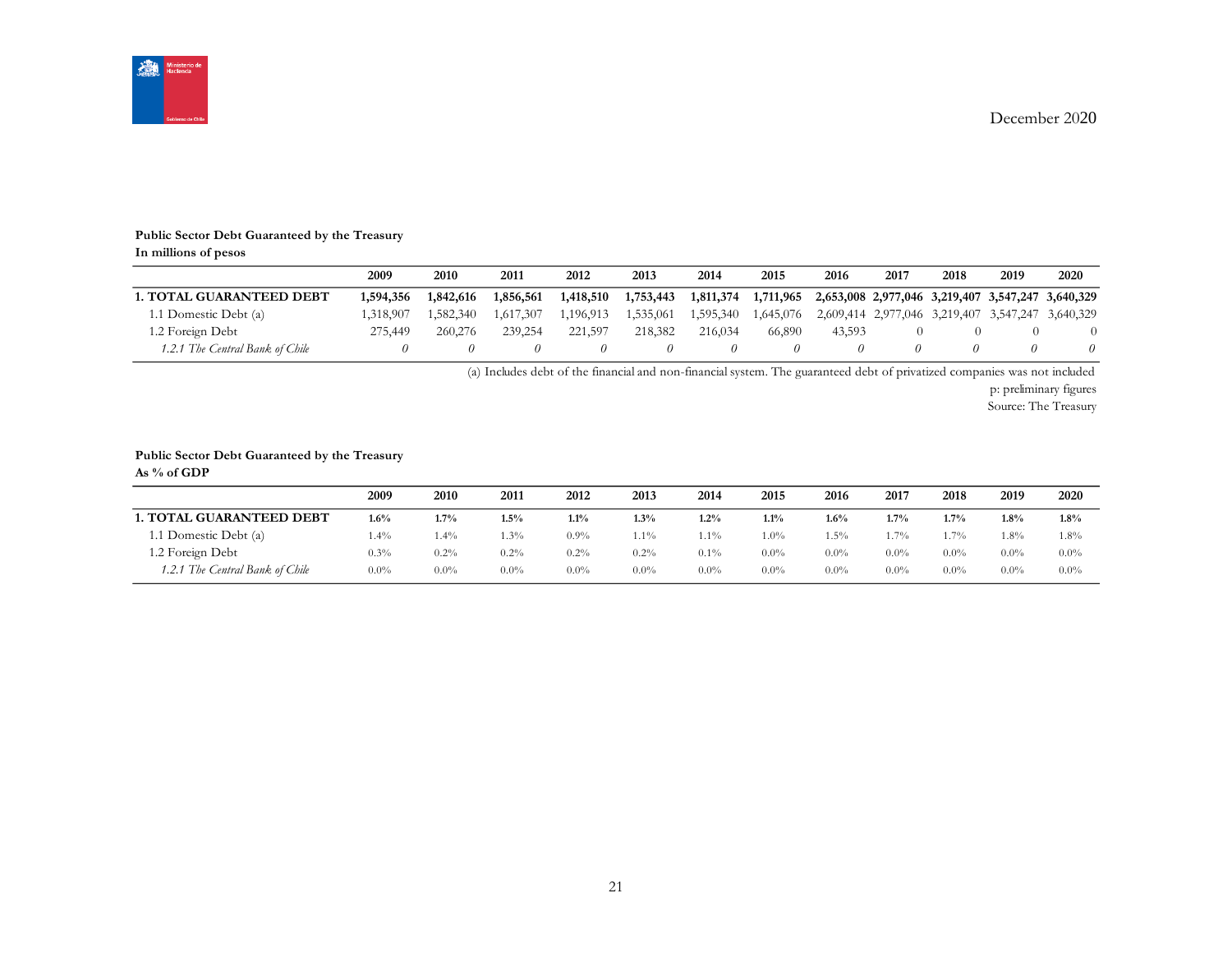December 2020

**Public Sector Debt Guaranteed by the Treasury**
**In millions of pesos**

| | 2009 | 2010 | 2011 | 2012 | 2013 | 2014 | 2015 | 2016 | 2017 | 2018 | 2019 | 2020 |
|---|---|---|---|---|---|---|---|---|---|---|---|---|
| **1. TOTAL GUARANTEED DEBT** | **1,594,356** | **1,842,616** | **1,856,561** | **1,418,510** | **1,753,443** | **1,811,374** | **1,711,965** | **2,653,008** | **2,977,046** | **3,219,407** | **3,547,247** | **3,640,329** |
| 1.1 Domestic Debt (a) | 1,318,907 | 1,582,340 | 1,617,307 | 1,196,913 | 1,535,061 | 1,595,340 | 1,645,076 | 2,609,414 | 2,977,046 | 3,219,407 | 3,547,247 | 3,640,329 |
| 1.2 Foreign Debt | 275,449 | 260,276 | 239,254 | 221,597 | 218,382 | 216,034 | 66,890 | 43,593 | 0 | 0 | 0 | 0 |
| *1.2.1 The Central Bank of Chile* | *0* | *0* | *0* | *0* | *0* | *0* | *0* | *0* | *0* | *0* | *0* | *0* |

(a) Includes debt of the financial and non-financial system. The guaranteed debt of privatized companies was not included
p: preliminary figures
Source: The Treasury

**Public Sector Debt Guaranteed by the Treasury**
**As % of GDP**

| | 2009 | 2010 | 2011 | 2012 | 2013 | 2014 | 2015 | 2016 | 2017 | 2018 | 2019 | 2020 |
|---|---|---|---|---|---|---|---|---|---|---|---|---|
| **1. TOTAL GUARANTEED DEBT** | **1.6%** | **1.7%** | **1.5%** | **1.1%** | **1.3%** | **1.2%** | **1.1%** | **1.6%** | **1.7%** | **1.7%** | **1.8%** | **1.8%** |
| 1.1 Domestic Debt (a) | 1.4% | 1.4% | 1.3% | 0.9% | 1.1% | 1.1% | 1.0% | 1.5% | 1.7% | 1.7% | 1.8% | 1.8% |
| 1.2 Foreign Debt | 0.3% | 0.2% | 0.2% | 0.2% | 0.2% | 0.1% | 0.0% | 0.0% | 0.0% | 0.0% | 0.0% | 0.0% |
| *1.2.1 The Central Bank of Chile* | 0.0% | 0.0% | 0.0% | 0.0% | 0.0% | 0.0% | 0.0% | 0.0% | 0.0% | 0.0% | 0.0% | 0.0% |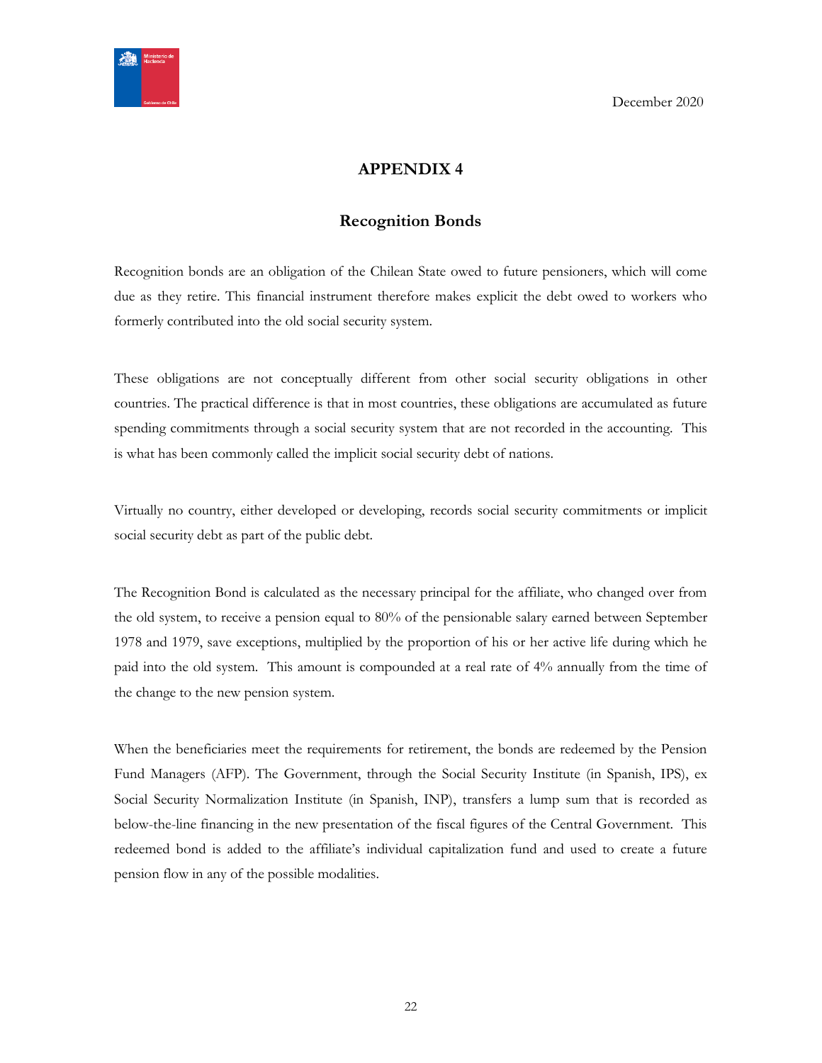December 2020

# APPENDIX 4

## Recognition Bonds

Recognition bonds are an obligation of the Chilean State owed to future pensioners, which will come due as they retire. This financial instrument therefore makes explicit the debt owed to workers who formerly contributed into the old social security system.

These obligations are not conceptually different from other social security obligations in other countries. The practical difference is that in most countries, these obligations are accumulated as future spending commitments through a social security system that are not recorded in the accounting. This is what has been commonly called the implicit social security debt of nations.

Virtually no country, either developed or developing, records social security commitments or implicit social security debt as part of the public debt.

The Recognition Bond is calculated as the necessary principal for the affiliate, who changed over from the old system, to receive a pension equal to 80% of the pensionable salary earned between September 1978 and 1979, save exceptions, multiplied by the proportion of his or her active life during which he paid into the old system. This amount is compounded at a real rate of 4% annually from the time of the change to the new pension system.

When the beneficiaries meet the requirements for retirement, the bonds are redeemed by the Pension Fund Managers (AFP). The Government, through the Social Security Institute (in Spanish, IPS), ex Social Security Normalization Institute (in Spanish, INP), transfers a lump sum that is recorded as below-the-line financing in the new presentation of the fiscal figures of the Central Government. This redeemed bond is added to the affiliate's individual capitalization fund and used to create a future pension flow in any of the possible modalities.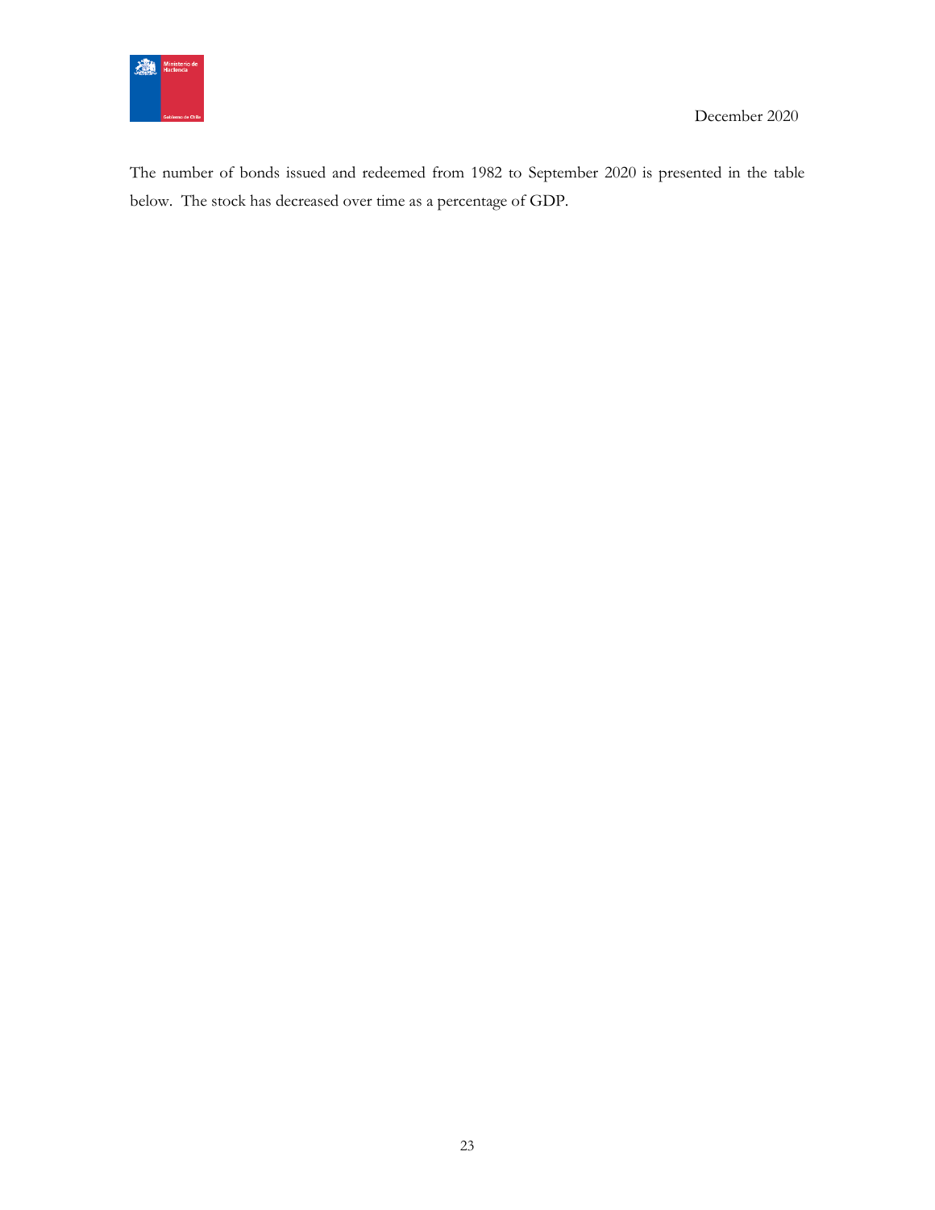The number of bonds issued and redeemed from 1982 to September 2020 is presented in the table below. The stock has decreased over time as a percentage of GDP.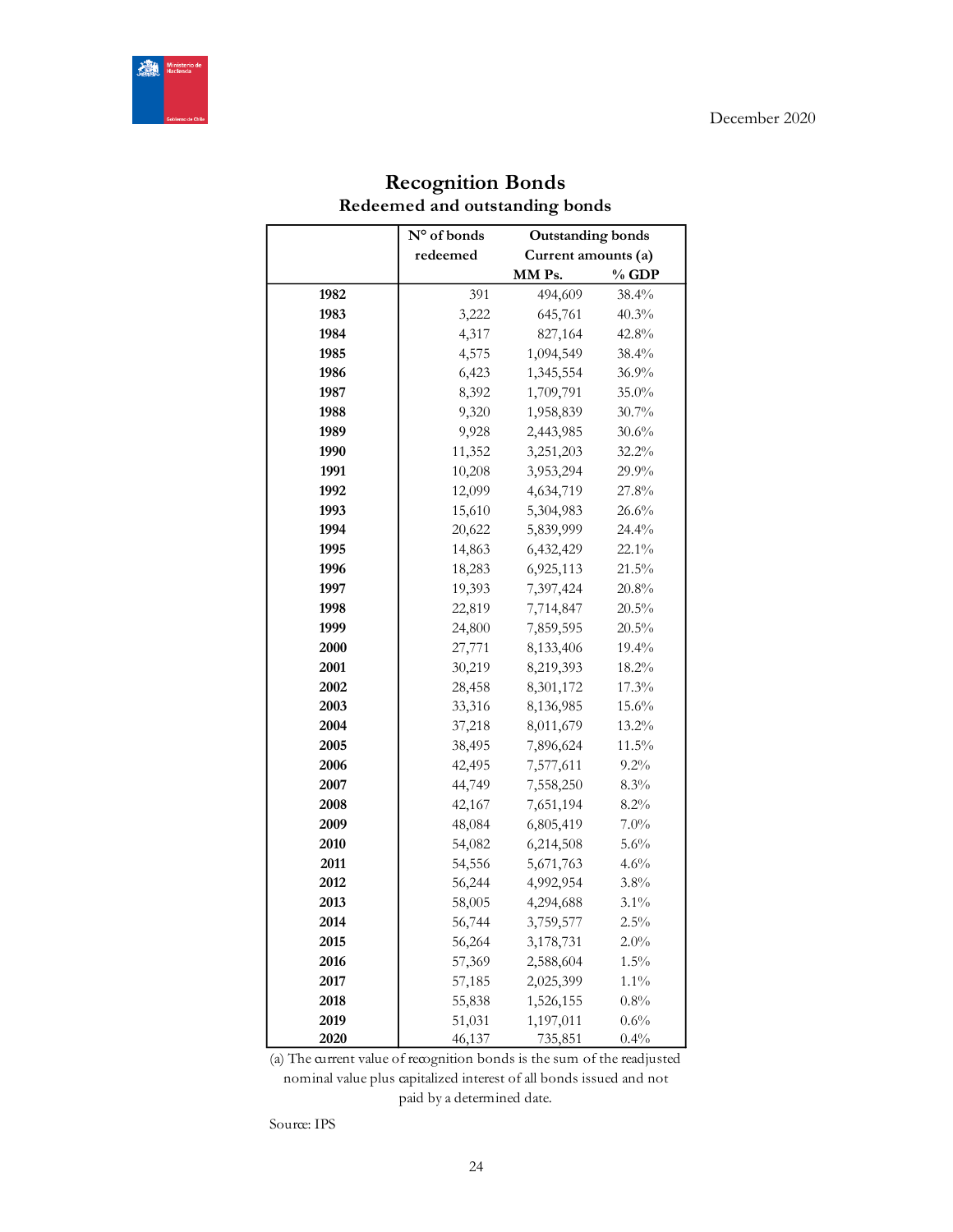# Recognition Bonds

## Redeemed and outstanding bonds

| | N° of bonds redeemed | Outstanding bonds Current amounts (a) | |
|---|---|---|---|
| | | MM Ps. | % GDP |
| **1982** | 391 | 494,609 | 38.4% |
| **1983** | 3,222 | 645,761 | 40.3% |
| **1984** | 4,317 | 827,164 | 42.8% |
| **1985** | 4,575 | 1,094,549 | 38.4% |
| **1986** | 6,423 | 1,345,554 | 36.9% |
| **1987** | 8,392 | 1,709,791 | 35.0% |
| **1988** | 9,320 | 1,958,839 | 30.7% |
| **1989** | 9,928 | 2,443,985 | 30.6% |
| **1990** | 11,352 | 3,251,203 | 32.2% |
| **1991** | 10,208 | 3,953,294 | 29.9% |
| **1992** | 12,099 | 4,634,719 | 27.8% |
| **1993** | 15,610 | 5,304,983 | 26.6% |
| **1994** | 20,622 | 5,839,999 | 24.4% |
| **1995** | 14,863 | 6,432,429 | 22.1% |
| **1996** | 18,283 | 6,925,113 | 21.5% |
| **1997** | 19,393 | 7,397,424 | 20.8% |
| **1998** | 22,819 | 7,714,847 | 20.5% |
| **1999** | 24,800 | 7,859,595 | 20.5% |
| **2000** | 27,771 | 8,133,406 | 19.4% |
| **2001** | 30,219 | 8,219,393 | 18.2% |
| **2002** | 28,458 | 8,301,172 | 17.3% |
| **2003** | 33,316 | 8,136,985 | 15.6% |
| **2004** | 37,218 | 8,011,679 | 13.2% |
| **2005** | 38,495 | 7,896,624 | 11.5% |
| **2006** | 42,495 | 7,577,611 | 9.2% |
| **2007** | 44,749 | 7,558,250 | 8.3% |
| **2008** | 42,167 | 7,651,194 | 8.2% |
| **2009** | 48,084 | 6,805,419 | 7.0% |
| **2010** | 54,082 | 6,214,508 | 5.6% |
| **2011** | 54,556 | 5,671,763 | 4.6% |
| **2012** | 56,244 | 4,992,954 | 3.8% |
| **2013** | 58,005 | 4,294,688 | 3.1% |
| **2014** | 56,744 | 3,759,577 | 2.5% |
| **2015** | 56,264 | 3,178,731 | 2.0% |
| **2016** | 57,369 | 2,588,604 | 1.5% |
| **2017** | 57,185 | 2,025,399 | 1.1% |
| **2018** | 55,838 | 1,526,155 | 0.8% |
| **2019** | 51,031 | 1,197,011 | 0.6% |
| **2020** | 46,137 | 735,851 | 0.4% |

(a) The current value of recognition bonds is the sum of the readjusted nominal value plus capitalized interest of all bonds issued and not paid by a determined date.

Source: IPS